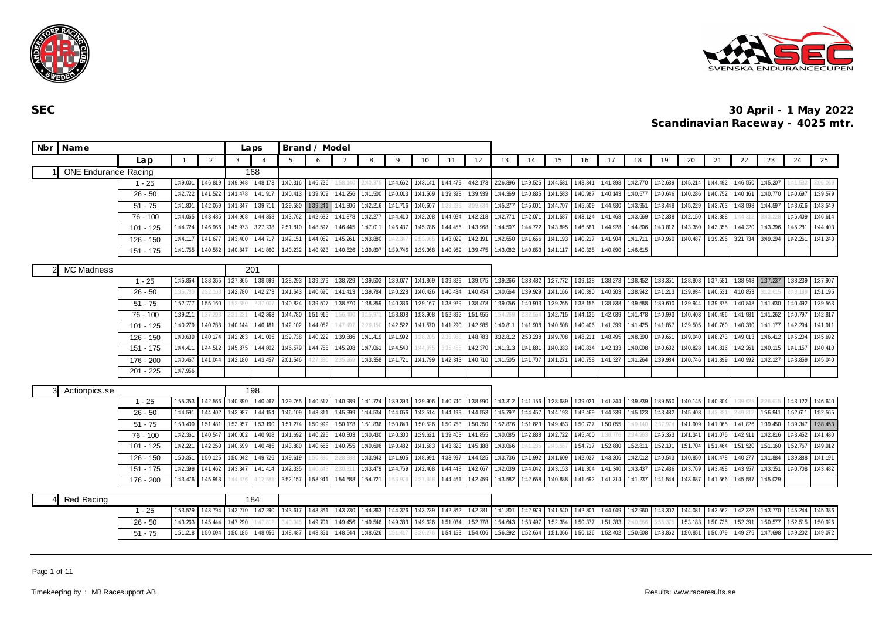# SEC

## 30 April - 1 May 2022
## Scandinavian Raceway - 4025 mtr.

| Nbr | Name | Laps | Brand / Model |
|---|---|---|---|
| 1 | ONE Endurance Racing | 168 | |
| 2 | MC Madness | 201 | |
| 3 | Actionpics.se | 198 | |
| 4 | Red Racing | 184 | |

**1 ONE Endurance Racing** — Laps: 168

| Lap | 1 | 2 | 3 | 4 | 5 | 6 | 7 | 8 | 9 | 10 | 11 | 12 | 13 | 14 | 15 | 16 | 17 | 18 | 19 | 20 | 21 | 22 | 23 | 24 | 25 |
|---|---|---|---|---|---|---|---|---|---|---|---|---|---|---|---|---|---|---|---|---|---|---|---|---|---|
| 1 - 25 | 1:49.001 | 1:46.819 | 1:49.948 | 1:48.173 | 1:40.316 | 1:46.726 | 1:58.140 | 2:40.375 | 1:44.662 | 1:43.141 | 1:44.479 | 4:42.173 | 2:26.896 | 1:49.525 | 1:44.531 | 1:43.341 | 1:41.898 | 1:42.770 | 1:42.639 | 1:45.214 | 1:44.492 | 1:46.550 | 1:45.207 | 1:41.532 | 3:06.069 |
| 26 - 50 | 1:42.722 | 1:41.522 | 1:41.478 | 1:41.917 | 1:40.413 | 1:39.909 | 1:41.256 | 1:41.500 | 1:40.013 | 1:41.569 | 1:39.398 | 1:39.939 | 1:44.369 | 1:40.835 | 1:41.583 | 1:40.987 | 1:40.143 | 1:40.577 | 1:40.646 | 1:40.286 | 1:40.752 | 1:40.161 | 1:40.770 | 1:40.697 | 1:39.579 |
| 51 - 75 | 1:41.801 | 1:42.059 | 1:41.347 | 1:39.711 | 1:39.580 | 1:39.241 | 1:41.806 | 1:42.216 | 1:41.716 | 1:40.607 | 1:39.235 | 3:09.634 | 1:45.277 | 1:45.001 | 1:44.707 | 1:45.509 | 1:44.930 | 1:43.951 | 1:43.448 | 1:45.229 | 1:43.763 | 1:43.598 | 1:44.597 | 1:43.616 | 1:43.549 |
| 76 - 100 | 1:44.065 | 1:43.485 | 1:44.968 | 1:44.358 | 1:43.762 | 1:42.682 | 1:41.878 | 1:42.277 | 1:44.410 | 1:42.208 | 1:44.024 | 1:42.218 | 1:42.771 | 1:42.071 | 1:41.587 | 1:43.124 | 1:41.468 | 1:43.669 | 1:42.338 | 1:42.150 | 1:43.888 | 1:44.312 | 3:43.228 | 1:46.409 | 1:46.614 |
| 101 - 125 | 1:44.724 | 1:46.966 | 1:45.973 | 3:27.238 | 2:51.810 | 1:48.597 | 1:46.445 | 1:47.011 | 1:46.437 | 1:45.786 | 1:44.456 | 1:43.968 | 1:44.507 | 1:44.722 | 1:43.895 | 1:46.581 | 1:44.928 | 1:44.806 | 1:43.812 | 1:43.350 | 1:43.355 | 1:44.320 | 1:43.396 | 1:45.281 | 1:44.403 |
| 126 - 150 | 1:44.117 | 1:41.677 | 1:43.400 | 1:44.717 | 1:42.151 | 1:44.062 | 1:45.261 | 1:43.880 | 1:42.347 | 2:53.965 | 1:43.029 | 1:42.191 | 1:42.650 | 1:41.656 | 1:41.193 | 1:40.217 | 1:41.904 | 1:41.711 | 1:40.960 | 1:40.487 | 1:39.295 | 3:21.734 | 3:49.294 | 1:42.261 | 1:41.243 |
| 151 - 175 | 1:41.755 | 1:40.562 | 1:40.847 | 1:41.860 | 1:40.232 | 1:40.923 | 1:40.826 | 1:39.807 | 1:39.746 | 1:39.368 | 1:40.969 | 1:39.475 | 1:43.082 | 1:40.853 | 1:41.117 | 1:40.328 | 1:40.890 | 1:46.615 | | | | | | | |

**2 MC Madness** — Laps: 201

| Lap | 1 | 2 | 3 | 4 | 5 | 6 | 7 | 8 | 9 | 10 | 11 | 12 | 13 | 14 | 15 | 16 | 17 | 18 | 19 | 20 | 21 | 22 | 23 | 24 | 25 |
|---|---|---|---|---|---|---|---|---|---|---|---|---|---|---|---|---|---|---|---|---|---|---|---|---|---|
| 1 - 25 | 1:45.864 | 1:38.365 | 1:37.865 | 1:38.599 | 1:38.293 | 1:39.279 | 1:38.729 | 1:39.503 | 1:39.077 | 1:41.869 | 1:39.829 | 1:39.575 | 1:39.266 | 1:38.482 | 1:37.772 | 1:39.138 | 1:38.273 | 1:38.452 | 1:38.351 | 1:38.803 | 1:37.581 | 1:38.943 | 1:37.237 | 1:38.239 | 1:37.907 |
| 26 - 50 | 1:35.730 | 2:32.103 | 1:42.780 | 1:42.273 | 1:41.643 | 1:40.690 | 1:41.413 | 1:39.784 | 1:40.228 | 1:40.426 | 1:40.434 | 1:40.454 | 1:40.664 | 1:39.929 | 1:41.166 | 1:40.390 | 1:40.203 | 1:38.942 | 1:41.213 | 1:39.934 | 1:40.531 | 4:10.853 | 3:12.615 | 2:43.199 | 1:51.195 |
| 51 - 75 | 1:52.777 | 1:55.160 | 1:52.686 | 2:37.007 | 1:40.824 | 1:39.507 | 1:38.570 | 1:38.359 | 1:40.336 | 1:39.167 | 1:38.929 | 1:38.478 | 1:39.056 | 1:40.903 | 1:39.265 | 1:38.156 | 1:38.838 | 1:39.588 | 1:39.600 | 1:39.944 | 1:39.875 | 1:40.848 | 1:41.630 | 1:40.492 | 1:39.563 |
| 76 - 100 | 1:39.211 | 1:37.203 | 2:31.231 | 1:42.363 | 1:44.780 | 1:51.915 | 1:56.400 | 3:15.971 | 1:58.808 | 1:53.908 | 1:52.892 | 1:51.955 | 1:54.269 | 2:32.554 | 1:42.715 | 1:44.135 | 1:42.039 | 1:41.478 | 1:40.993 | 1:40.403 | 1:40.496 | 1:41.981 | 1:41.262 | 1:40.797 | 1:42.817 |
| 101 - 125 | 1:40.279 | 1:40.288 | 1:40.144 | 1:40.181 | 1:42.102 | 1:44.052 | 1:47.497 | 2:26.150 | 1:42.522 | 1:41.570 | 1:41.290 | 1:42.985 | 1:40.811 | 1:41.908 | 1:40.508 | 1:40.406 | 1:41.399 | 1:41.425 | 1:41.857 | 1:39.505 | 1:40.760 | 1:40.380 | 1:41.177 | 1:42.294 | 1:41.911 |
| 126 - 150 | 1:40.639 | 1:40.174 | 1:42.263 | 1:41.005 | 1:39.738 | 1:40.222 | 1:39.886 | 1:41.419 | 1:41.992 | 1:38.205 | 2:35.965 | 1:48.783 | 3:32.812 | 2:53.238 | 1:49.708 | 1:48.211 | 1:48.495 | 1:48.390 | 1:49.651 | 1:49.040 | 1:48.273 | 1:49.013 | 1:46.412 | 1:45.204 | 1:45.692 |
| 151 - 175 | 1:44.411 | 1:44.512 | 1:45.875 | 1:44.802 | 1:46.579 | 1:44.758 | 1:45.208 | 1:47.061 | 1:44.540 | 1:44.975 | 3:35.455 | 1:42.370 | 1:41.313 | 1:41.881 | 1:40.333 | 1:40.834 | 1:42.133 | 1:40.008 | 1:40.632 | 1:40.828 | 1:40.816 | 1:42.261 | 1:40.115 | 1:41.157 | 1:40.410 |
| 176 - 200 | 1:40.467 | 1:41.044 | 1:42.180 | 1:43.457 | 2:01.546 | 4:27.380 | 2:35.269 | 1:43.358 | 1:41.721 | 1:41.799 | 1:42.343 | 1:40.710 | 1:41.505 | 1:41.707 | 1:41.271 | 1:40.758 | 1:41.327 | 1:41.264 | 1:39.984 | 1:40.746 | 1:41.899 | 1:40.992 | 1:42.127 | 1:43.859 | 1:45.040 |
| 201 - 225 | 1:47.956 | | | | | | | | | | | | | | | | | | | | | | | | |

**3 Actionpics.se** — Laps: 198

| Lap | 1 | 2 | 3 | 4 | 5 | 6 | 7 | 8 | 9 | 10 | 11 | 12 | 13 | 14 | 15 | 16 | 17 | 18 | 19 | 20 | 21 | 22 | 23 | 24 | 25 |
|---|---|---|---|---|---|---|---|---|---|---|---|---|---|---|---|---|---|---|---|---|---|---|---|---|---|
| 1 - 25 | 1:55.353 | 1:42.566 | 1:40.890 | 1:40.467 | 1:39.765 | 1:40.517 | 1:40.989 | 1:41.724 | 1:39.393 | 1:39.906 | 1:40.740 | 1:38.990 | 1:43.312 | 1:41.156 | 1:38.639 | 1:39.021 | 1:41.344 | 1:39.839 | 1:39.560 | 1:40.145 | 1:40.304 | 1:39.625 | 2:26.915 | 1:43.122 | 1:46.640 |
| 26 - 50 | 1:44.591 | 1:44.402 | 1:43.987 | 1:44.154 | 1:46.109 | 1:43.311 | 1:45.999 | 1:44.534 | 1:44.056 | 1:42.514 | 1:44.199 | 1:44.553 | 1:45.797 | 1:44.457 | 1:44.193 | 1:42.469 | 1:44.239 | 1:45.123 | 1:43.482 | 1:45.408 | 4:43.881 | 2:49.812 | 1:56.941 | 1:52.611 | 1:52.565 |
| 51 - 75 | 1:53.400 | 1:51.481 | 1:53.957 | 1:53.190 | 1:51.274 | 1:50.999 | 1:50.178 | 1:51.836 | 1:50.843 | 1:50.526 | 1:50.753 | 1:50.350 | 1:52.876 | 1:51.823 | 1:49.453 | 1:50.727 | 1:50.055 | 1:49.140 | 2:37.974 | 1:41.909 | 1:41.065 | 1:41.826 | 1:39.450 | 1:39.347 | 1:38.453 |
| 76 - 100 | 1:42.361 | 1:40.547 | 1:40.002 | 1:40.908 | 1:41.692 | 1:40.295 | 1:40.803 | 1:40.430 | 1:40.300 | 1:39.621 | 1:39.403 | 1:41.855 | 1:40.085 | 1:42.838 | 1:42.722 | 1:45.400 | 1:38.776 | 2:34.963 | 1:45.353 | 1:41.341 | 1:41.075 | 1:42.911 | 1:42.816 | 1:43.452 | 1:41.480 |
| 101 - 125 | 1:42.221 | 1:42.250 | 1:40.699 | 1:40.485 | 1:43.880 | 1:40.666 | 1:40.755 | 1:40.696 | 1:40.482 | 1:41.583 | 1:43.823 | 1:45.188 | 1:43.066 | 1:41.285 | 2:43.557 | 1:54.717 | 1:52.880 | 1:52.811 | 1:52.101 | 1:51.704 | 1:51.464 | 1:51.520 | 1:51.160 | 1:52.767 | 1:49.912 |
| 126 - 150 | 1:50.351 | 1:50.125 | 1:50.042 | 1:49.726 | 1:49.619 | 1:50.880 | 2:28.888 | 1:43.943 | 1:41.905 | 1:48.991 | 4:33.997 | 1:44.525 | 1:43.736 | 1:41.992 | 1:41.609 | 1:42.037 | 1:43.206 | 1:42.012 | 1:40.543 | 1:40.850 | 1:40.478 | 1:40.277 | 1:41.884 | 1:39.388 | 1:41.191 |
| 151 - 175 | 1:42.399 | 1:41.462 | 1:43.347 | 1:41.414 | 1:42.335 | 1:40.643 | 2:30.311 | 1:43.479 | 1:44.769 | 1:42.408 | 1:44.448 | 1:42.667 | 1:42.039 | 1:44.044 | 1:43.153 | 1:41.304 | 1:41.340 | 1:43.437 | 1:42.436 | 1:43.769 | 1:43.498 | 1:43.957 | 1:43.351 | 1:40.708 | 1:43.482 |
| 176 - 200 | 1:43.476 | 1:45.913 | 1:44.476 | 4:12.585 | 3:52.157 | 1:58.941 | 1:54.688 | 1:54.721 | 1:53.976 | 2:27.348 | 1:44.461 | 1:42.459 | 1:43.582 | 1:42.658 | 1:40.888 | 1:41.692 | 1:41.314 | 1:41.237 | 1:41.544 | 1:43.687 | 1:41.666 | 1:45.587 | 1:45.029 | | |

**4 Red Racing** — Laps: 184

| Lap | 1 | 2 | 3 | 4 | 5 | 6 | 7 | 8 | 9 | 10 | 11 | 12 | 13 | 14 | 15 | 16 | 17 | 18 | 19 | 20 | 21 | 22 | 23 | 24 | 25 |
|---|---|---|---|---|---|---|---|---|---|---|---|---|---|---|---|---|---|---|---|---|---|---|---|---|---|
| 1 - 25 | 1:53.529 | 1:43.794 | 1:43.210 | 1:42.290 | 1:43.617 | 1:43.361 | 1:43.730 | 1:44.363 | 1:44.326 | 1:43.239 | 1:42.862 | 1:42.281 | 1:41.801 | 1:42.979 | 1:41.540 | 1:42.801 | 1:44.049 | 1:42.960 | 1:43.302 | 1:44.031 | 1:42.562 | 1:42.325 | 1:43.770 | 1:45.244 | 1:45.386 |
| 26 - 50 | 1:43.263 | 1:45.444 | 1:47.290 | 1:47.812 | 3:40.945 | 1:49.701 | 1:49.456 | 1:49.546 | 1:49.383 | 1:49.626 | 1:51.034 | 1:52.778 | 1:54.643 | 1:53.497 | 1:52.354 | 1:50.377 | 1:51.383 | 2:40.566 | 5:55.375 | 1:53.183 | 1:50.735 | 1:52.391 | 1:50.577 | 1:52.515 | 1:50.926 |
| 51 - 75 | 1:51.218 | 1:50.094 | 1:50.185 | 1:48.056 | 1:48.487 | 1:48.851 | 1:48.544 | 1:48.626 | 1:51.417 | 3:30.276 | 1:54.153 | 1:54.006 | 1:56.292 | 1:52.664 | 1:51.366 | 1:50.136 | 1:52.402 | 1:50.608 | 1:48.862 | 1:50.851 | 1:50.079 | 1:49.276 | 1:47.698 | 1:49.202 | 1:49.072 |

Timekeeping by : MB Racesupport AB

Results: www.raceresults.se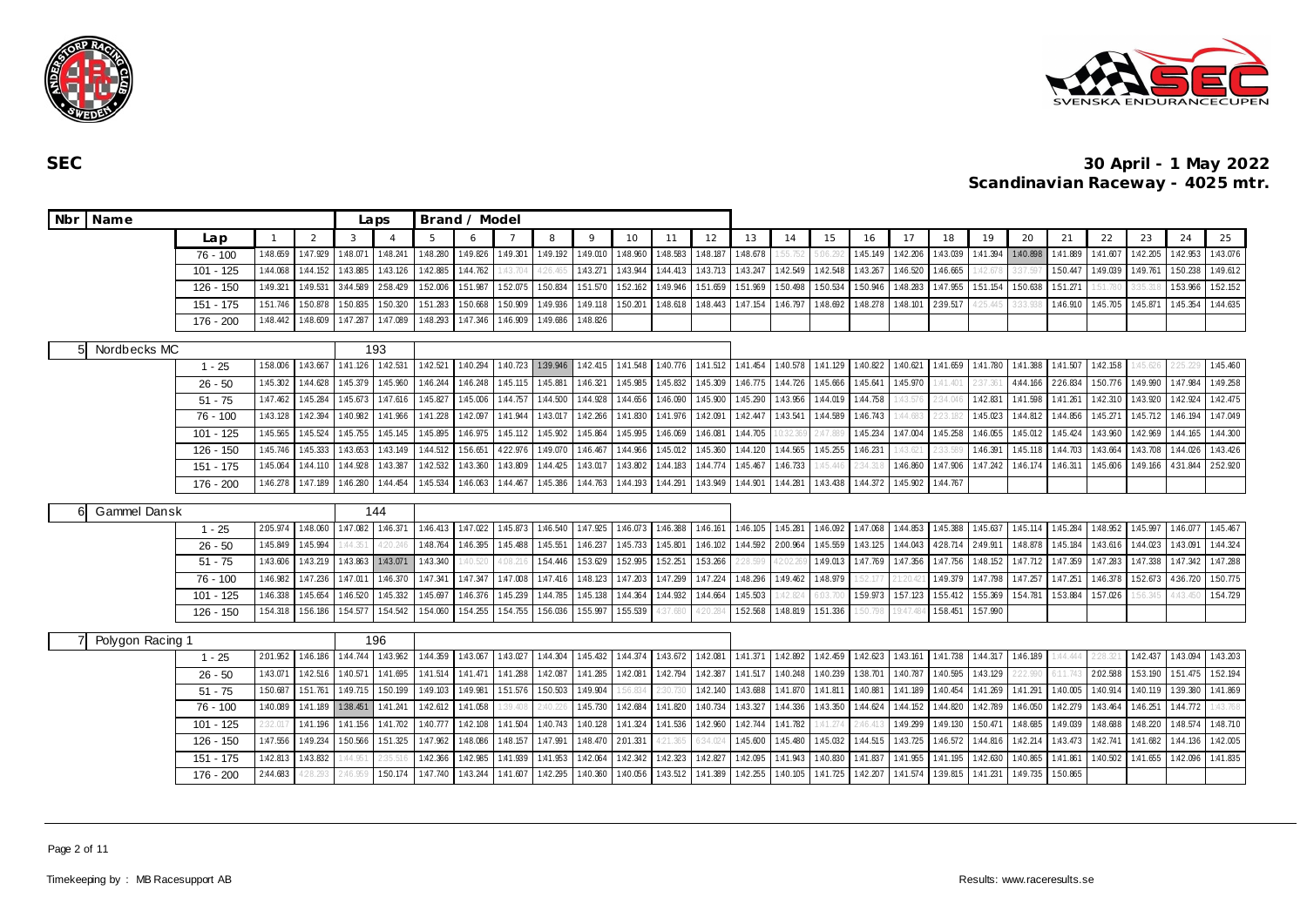# SEC

## 30 April - 1 May 2022
## Scandinavian Raceway - 4025 mtr.

| Nbr | Name | Laps | Brand / Model |
|---|---|---|---|

| Lap | 1 | 2 | 3 | 4 | 5 | 6 | 7 | 8 | 9 | 10 | 11 | 12 | 13 | 14 | 15 | 16 | 17 | 18 | 19 | 20 | 21 | 22 | 23 | 24 | 25 |
|---|---|---|---|---|---|---|---|---|---|---|---|---|---|---|---|---|---|---|---|---|---|---|---|---|---|
| 76 - 100 | 1:48.659 | 1:47.929 | 1:48.071 | 1:48.241 | 1:48.280 | 1:49.826 | 1:49.301 | 1:49.192 | 1:49.010 | 1:48.960 | 1:48.583 | 1:48.187 | 1:48.678 | 1:55.752 | 5:06.292 | 1:45.149 | 1:42.206 | 1:43.039 | 1:41.394 | 1:40.898 | 1:41.889 | 1:41.607 | 1:42.205 | 1:42.953 | 1:43.076 |
| 101 - 125 | 1:44.068 | 1:44.152 | 1:43.885 | 1:43.126 | 1:42.885 | 1:44.762 | 1:43.704 | 4:26.465 | 1:43.271 | 1:43.944 | 1:44.413 | 1:43.713 | 1:43.247 | 1:42.549 | 1:42.548 | 1:43.267 | 1:46.520 | 1:46.665 | 1:42.678 | 3:37.597 | 1:50.447 | 1:49.039 | 1:49.761 | 1:50.238 | 1:49.612 |
| 126 - 150 | 1:49.321 | 1:49.531 | 3:44.589 | 2:58.429 | 1:52.006 | 1:51.987 | 1:52.075 | 1:50.834 | 1:51.570 | 1:52.162 | 1:49.946 | 1:51.659 | 1:51.969 | 1:50.498 | 1:50.534 | 1:50.946 | 1:48.283 | 1:47.955 | 1:51.154 | 1:50.638 | 1:51.271 | 1:51.780 | 3:35.318 | 1:53.966 | 1:52.152 |
| 151 - 175 | 1:51.746 | 1:50.878 | 1:50.835 | 1:50.320 | 1:51.283 | 1:50.668 | 1:50.909 | 1:49.936 | 1:49.118 | 1:50.201 | 1:48.618 | 1:48.443 | 1:47.154 | 1:46.797 | 1:48.692 | 1:48.278 | 1:48.101 | 2:39.517 | 4:25.445 | 3:33.936 | 1:46.910 | 1:45.705 | 1:45.871 | 1:45.354 | 1:44.635 |
| 176 - 200 | 1:48.442 | 1:48.609 | 1:47.287 | 1:47.089 | 1:48.293 | 1:47.346 | 1:46.909 | 1:49.686 | 1:48.826 | | | | | | | | | | | | | | | | |

**5 Nordbecks MC** — Laps: 193

| Lap | 1 | 2 | 3 | 4 | 5 | 6 | 7 | 8 | 9 | 10 | 11 | 12 | 13 | 14 | 15 | 16 | 17 | 18 | 19 | 20 | 21 | 22 | 23 | 24 | 25 |
|---|---|---|---|---|---|---|---|---|---|---|---|---|---|---|---|---|---|---|---|---|---|---|---|---|---|
| 1 - 25 | 1:58.006 | 1:43.667 | 1:41.126 | 1:42.531 | 1:42.521 | 1:40.294 | 1:40.723 | 1:39.946 | 1:42.415 | 1:41.548 | 1:40.776 | 1:41.512 | 1:41.454 | 1:40.578 | 1:41.129 | 1:40.822 | 1:40.621 | 1:41.659 | 1:41.780 | 1:41.388 | 1:41.507 | 1:42.158 | 1:45.626 | 2:25.229 | 1:45.460 |
| 26 - 50 | 1:45.302 | 1:44.628 | 1:45.379 | 1:45.960 | 1:46.244 | 1:46.248 | 1:45.115 | 1:45.881 | 1:46.321 | 1:45.985 | 1:45.832 | 1:45.309 | 1:46.775 | 1:44.726 | 1:45.666 | 1:45.641 | 1:45.970 | 1:41.401 | 2:37.361 | 4:44.166 | 2:26.834 | 1:50.776 | 1:49.990 | 1:47.984 | 1:49.258 |
| 51 - 75 | 1:47.462 | 1:45.284 | 1:45.673 | 1:47.616 | 1:45.827 | 1:45.006 | 1:44.757 | 1:44.500 | 1:44.928 | 1:44.656 | 1:46.090 | 1:45.900 | 1:45.290 | 1:43.956 | 1:44.019 | 1:44.758 | 1:43.576 | 2:34.046 | 1:42.831 | 1:41.598 | 1:41.261 | 1:42.310 | 1:43.920 | 1:42.924 | 1:42.475 |
| 76 - 100 | 1:43.128 | 1:42.394 | 1:40.982 | 1:41.966 | 1:41.228 | 1:42.097 | 1:41.944 | 1:43.017 | 1:42.266 | 1:41.830 | 1:41.976 | 1:42.091 | 1:42.447 | 1:43.541 | 1:44.589 | 1:46.743 | 1:44.683 | 2:23.182 | 1:45.023 | 1:44.812 | 1:44.856 | 1:45.271 | 1:45.712 | 1:46.194 | 1:47.049 |
| 101 - 125 | 1:45.565 | 1:45.524 | 1:45.755 | 1:45.145 | 1:45.895 | 1:46.975 | 1:45.112 | 1:45.902 | 1:45.864 | 1:45.995 | 1:46.069 | 1:46.081 | 1:44.705 | 10:32.369 | 2:47.889 | 1:45.234 | 1:47.004 | 1:45.258 | 1:46.055 | 1:45.012 | 1:45.424 | 1:43.960 | 1:42.969 | 1:44.165 | 1:44.300 |
| 126 - 150 | 1:45.746 | 1:45.333 | 1:43.653 | 1:43.149 | 1:44.512 | 1:56.651 | 4:22.976 | 1:49.070 | 1:46.467 | 1:44.966 | 1:45.012 | 1:45.360 | 1:44.120 | 1:44.565 | 1:45.255 | 1:46.231 | 1:43.621 | 2:33.589 | 1:46.391 | 1:45.118 | 1:44.703 | 1:43.664 | 1:43.708 | 1:44.026 | 1:43.426 |
| 151 - 175 | 1:45.064 | 1:44.110 | 1:44.928 | 1:43.387 | 1:42.532 | 1:43.360 | 1:43.809 | 1:44.425 | 1:43.017 | 1:43.802 | 1:44.183 | 1:44.774 | 1:45.467 | 1:46.733 | 1:45.446 | 2:34.318 | 1:46.860 | 1:47.906 | 1:47.242 | 1:46.174 | 1:46.311 | 1:45.606 | 1:49.166 | 4:31.844 | 2:52.920 |
| 176 - 200 | 1:46.278 | 1:47.189 | 1:46.280 | 1:44.454 | 1:45.534 | 1:46.063 | 1:44.467 | 1:45.386 | 1:44.763 | 1:44.193 | 1:44.291 | 1:43.949 | 1:44.901 | 1:44.281 | 1:43.438 | 1:44.372 | 1:45.902 | 1:44.767 | | | | | | | |

**6 Gammel Dansk** — Laps: 144

| Lap | 1 | 2 | 3 | 4 | 5 | 6 | 7 | 8 | 9 | 10 | 11 | 12 | 13 | 14 | 15 | 16 | 17 | 18 | 19 | 20 | 21 | 22 | 23 | 24 | 25 |
|---|---|---|---|---|---|---|---|---|---|---|---|---|---|---|---|---|---|---|---|---|---|---|---|---|---|
| 1 - 25 | 2:05.974 | 1:48.060 | 1:47.082 | 1:46.371 | 1:46.413 | 1:47.022 | 1:45.873 | 1:46.540 | 1:47.925 | 1:46.073 | 1:46.388 | 1:46.161 | 1:46.105 | 1:45.281 | 1:46.092 | 1:47.068 | 1:44.853 | 1:45.388 | 1:45.637 | 1:45.114 | 1:45.284 | 1:48.952 | 1:45.997 | 1:46.077 | 1:45.467 |
| 26 - 50 | 1:45.849 | 1:45.994 | 1:44.351 | 4:20.246 | 1:48.764 | 1:46.395 | 1:45.488 | 1:45.551 | 1:46.237 | 1:45.733 | 1:45.801 | 1:46.102 | 1:44.592 | 2:00.964 | 1:45.559 | 1:43.125 | 1:44.043 | 4:28.714 | 2:49.911 | 1:48.878 | 1:45.184 | 1:43.616 | 1:44.023 | 1:43.091 | 1:44.324 |
| 51 - 75 | 1:43.606 | 1:43.219 | 1:43.863 | 1:43.071 | 1:43.340 | 1:40.520 | 4:08.216 | 1:54.446 | 1:53.629 | 1:52.995 | 1:52.251 | 1:53.266 | 2:28.599 | 42:02.269 | 1:49.013 | 1:47.769 | 1:47.356 | 1:47.756 | 1:48.152 | 1:47.712 | 1:47.359 | 1:47.283 | 1:47.338 | 1:47.342 | 1:47.288 |
| 76 - 100 | 1:46.982 | 1:47.236 | 1:47.011 | 1:46.370 | 1:47.341 | 1:47.347 | 1:47.008 | 1:47.416 | 1:48.123 | 1:47.203 | 1:47.299 | 1:47.224 | 1:48.296 | 1:49.462 | 1:48.979 | 1:52.177 | 21:20.421 | 1:49.379 | 1:47.798 | 1:47.257 | 1:47.251 | 1:46.378 | 1:52.673 | 4:36.720 | 1:50.775 |
| 101 - 125 | 1:46.338 | 1:45.654 | 1:46.520 | 1:45.332 | 1:45.697 | 1:46.376 | 1:45.239 | 1:44.785 | 1:45.138 | 1:44.364 | 1:44.932 | 1:44.664 | 1:45.503 | 1:42.824 | 6:03.700 | 1:59.973 | 1:57.123 | 1:55.412 | 1:55.369 | 1:54.781 | 1:53.884 | 1:57.026 | 1:56.345 | 4:43.450 | 1:54.729 |
| 126 - 150 | 1:54.318 | 1:56.186 | 1:54.577 | 1:54.542 | 1:54.060 | 1:54.255 | 1:54.755 | 1:56.036 | 1:55.997 | 1:55.539 | 4:37.680 | 4:20.284 | 1:52.568 | 1:48.819 | 1:51.336 | 1:50.798 | 19:47.484 | 1:58.451 | 1:57.990 | | | | | | |

**7 Polygon Racing 1** — Laps: 196

| Lap | 1 | 2 | 3 | 4 | 5 | 6 | 7 | 8 | 9 | 10 | 11 | 12 | 13 | 14 | 15 | 16 | 17 | 18 | 19 | 20 | 21 | 22 | 23 | 24 | 25 |
|---|---|---|---|---|---|---|---|---|---|---|---|---|---|---|---|---|---|---|---|---|---|---|---|---|---|
| 1 - 25 | 2:01.952 | 1:46.186 | 1:44.744 | 1:43.962 | 1:44.359 | 1:43.067 | 1:43.027 | 1:44.304 | 1:45.432 | 1:44.374 | 1:43.672 | 1:42.081 | 1:41.371 | 1:42.892 | 1:42.459 | 1:42.623 | 1:43.161 | 1:41.738 | 1:44.317 | 1:46.189 | 1:44.444 | 2:28.321 | 1:42.437 | 1:43.094 | 1:43.203 |
| 26 - 50 | 1:43.071 | 1:42.516 | 1:40.571 | 1:41.695 | 1:41.514 | 1:41.471 | 1:41.288 | 1:42.087 | 1:41.285 | 1:42.081 | 1:42.794 | 1:42.387 | 1:41.517 | 1:40.248 | 1:40.239 | 1:38.701 | 1:40.787 | 1:40.595 | 1:43.129 | 2:22.990 | 6:11.743 | 2:02.588 | 1:53.190 | 1:51.475 | 1:52.194 |
| 51 - 75 | 1:50.687 | 1:51.761 | 1:49.715 | 1:50.199 | 1:49.103 | 1:49.981 | 1:51.576 | 1:50.503 | 1:49.904 | 1:56.834 | 2:30.730 | 1:42.140 | 1:43.688 | 1:41.870 | 1:41.811 | 1:40.881 | 1:41.189 | 1:40.454 | 1:41.269 | 1:41.291 | 1:40.005 | 1:40.914 | 1:40.119 | 1:39.380 | 1:41.869 |
| 76 - 100 | 1:40.089 | 1:41.189 | 1:38.451 | 1:41.241 | 1:42.612 | 1:41.058 | 1:39.406 | 2:40.228 | 1:45.730 | 1:42.684 | 1:41.820 | 1:40.734 | 1:43.327 | 1:44.336 | 1:43.350 | 1:44.624 | 1:44.152 | 1:44.820 | 1:42.789 | 1:46.050 | 1:42.279 | 1:43.464 | 1:46.251 | 1:44.772 | 1:43.768 |
| 101 - 125 | 2:32.017 | 1:41.196 | 1:41.156 | 1:41.702 | 1:40.777 | 1:42.108 | 1:41.504 | 1:40.743 | 1:40.128 | 1:41.324 | 1:41.536 | 1:42.960 | 1:42.744 | 1:41.782 | 1:41.274 | 2:46.413 | 1:49.299 | 1:49.130 | 1:50.471 | 1:48.685 | 1:49.039 | 1:48.688 | 1:48.220 | 1:48.574 | 1:48.710 |
| 126 - 150 | 1:47.556 | 1:49.234 | 1:50.566 | 1:51.325 | 1:47.962 | 1:48.086 | 1:48.157 | 1:47.991 | 1:48.470 | 2:01.331 | 4:21.366 | 6:34.024 | 1:45.600 | 1:45.480 | 1:45.032 | 1:44.515 | 1:43.725 | 1:46.572 | 1:44.816 | 1:42.214 | 1:43.473 | 1:42.741 | 1:41.682 | 1:44.136 | 1:42.005 |
| 151 - 175 | 1:42.813 | 1:43.832 | 1:44.951 | 2:35.516 | 1:42.366 | 1:42.985 | 1:41.939 | 1:41.953 | 1:42.064 | 1:42.342 | 1:42.323 | 1:42.827 | 1:42.095 | 1:41.943 | 1:40.830 | 1:41.837 | 1:41.955 | 1:41.195 | 1:42.630 | 1:40.865 | 1:41.861 | 1:40.502 | 1:41.655 | 1:42.096 | 1:41.835 |
| 176 - 200 | 2:44.683 | 4:28.293 | 2:46.959 | 1:50.174 | 1:47.740 | 1:43.244 | 1:41.607 | 1:42.295 | 1:40.360 | 1:40.056 | 1:43.512 | 1:41.389 | 1:42.255 | 1:40.105 | 1:41.725 | 1:42.207 | 1:41.574 | 1:39.815 | 1:41.231 | 1:49.735 | 1:50.865 | | | | |

Timekeeping by : MB Racesupport AB

Results: www.raceresults.se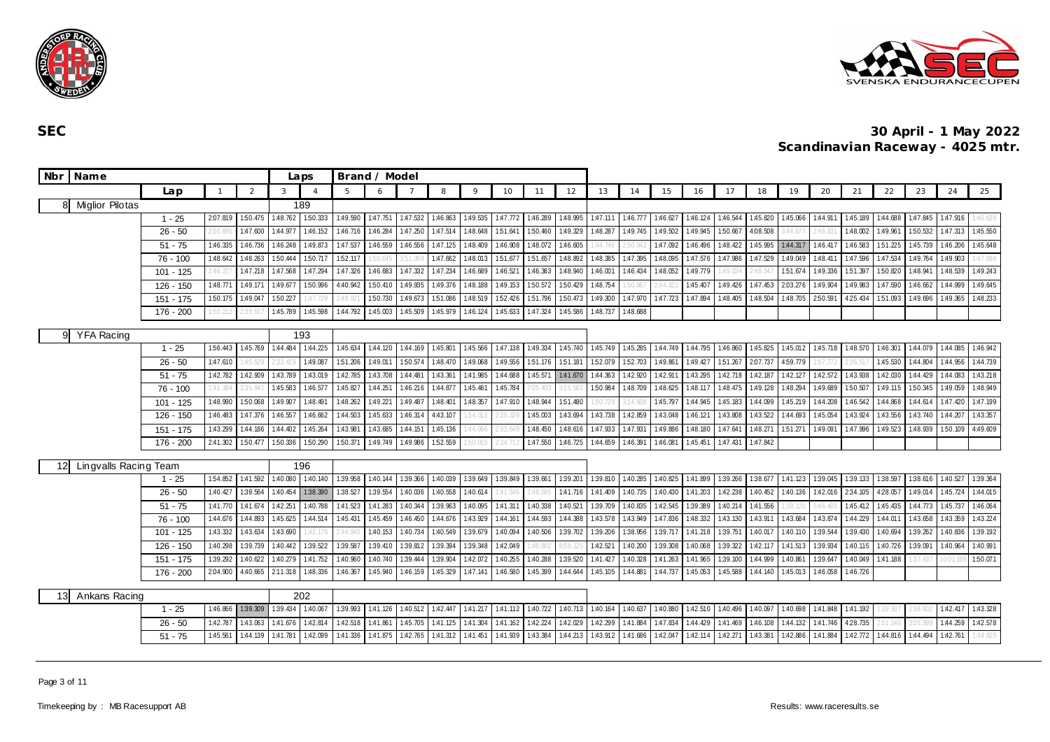# SEC

## 30 April - 1 May 2022
## Scandinavian Raceway - 4025 mtr.

| Nbr | Name | Lap | 1 | 2 | 3 | 4 | 5 | 6 | 7 | 8 | 9 | 10 | 11 | 12 | 13 | 14 | 15 | 16 | 17 | 18 | 19 | 20 | 21 | 22 | 23 | 24 | 25 |
|---|---|---|---|---|---|---|---|---|---|---|---|---|---|---|---|---|---|---|---|---|---|---|---|---|---|---|---|
| 8 | Miglior Pilotas | Laps: 189 | | | | | | | | | | | | | | | | | | | | | | | | | |
| | | 1 - 25 | 2:07.819 | 1:50.475 | 1:48.762 | 1:50.333 | 1:49.590 | 1:47.751 | 1:47.532 | 1:46.863 | 1:49.535 | 1:47.772 | 1:46.289 | 1:48.995 | 1:47.111 | 1:46.777 | 1:46.627 | 1:46.124 | 1:46.544 | 1:45.820 | 1:45.066 | 1:44.911 | 1:45.189 | 1:44.688 | 1:47.845 | 1:47.916 | 1:46.628 |
| | | 26 - 50 | 2:50.695 | 1:47.600 | 1:44.977 | 1:46.152 | 1:46.716 | 1:46.284 | 1:47.250 | 1:47.514 | 1:48.648 | 1:51.641 | 1:50.460 | 1:49.329 | 1:48.287 | 1:49.745 | 1:49.502 | 1:49.945 | 1:50.667 | 4:08.508 | 3:44.577 | 2:46.831 | 1:48.002 | 1:49.961 | 1:50.532 | 1:47.313 | 1:45.550 |
| | | 51 - 75 | 1:46.335 | 1:46.736 | 1:46.248 | 1:49.873 | 1:47.537 | 1:46.559 | 1:46.556 | 1:47.125 | 1:48.409 | 1:46.908 | 1:48.072 | 1:46.605 | 1:44.746 | 2:50.042 | 1:47.092 | 1:46.496 | 1:48.422 | 1:45.995 | 1:44.317 | 1:46.417 | 1:46.583 | 1:51.225 | 1:45.739 | 1:46.206 | 1:45.648 |
| | | 76 - 100 | 1:48.642 | 1:48.263 | 1:50.444 | 1:50.717 | 1:52.117 | 1:50.645 | 3:51.369 | 1:47.662 | 1:48.013 | 1:51.677 | 1:51.657 | 1:48.892 | 1:48.385 | 1:47.395 | 1:48.095 | 1:47.576 | 1:47.986 | 1:47.529 | 1:49.049 | 1:48.411 | 1:47.596 | 1:47.534 | 1:49.764 | 1:49.903 | 1:47.698 |
| | | 101 - 125 | 2:48.227 | 1:47.218 | 1:47.568 | 1:47.294 | 1:47.326 | 1:46.683 | 1:47.332 | 1:47.234 | 1:46.689 | 1:46.521 | 1:46.363 | 1:48.940 | 1:46.001 | 1:46.434 | 1:48.052 | 1:49.779 | 1:49.034 | 2:48.547 | 1:51.674 | 1:49.336 | 1:51.397 | 1:50.820 | 1:48.941 | 1:48.539 | 1:49.243 |
| | | 126 - 150 | 1:48.771 | 1:49.171 | 1:49.677 | 1:50.996 | 4:40.942 | 1:50.410 | 1:49.935 | 1:49.376 | 1:48.188 | 1:49.153 | 1:50.572 | 1:50.429 | 1:48.754 | 1:50.667 | 2:44.822 | 1:45.407 | 1:49.426 | 1:47.453 | 2:03.276 | 1:49.904 | 1:49.983 | 1:47.590 | 1:46.662 | 1:44.999 | 1:49.645 |
| | | 151 - 175 | 1:50.175 | 1:49.047 | 1:50.227 | 1:47.729 | 2:49.921 | 1:50.730 | 1:49.673 | 1:51.086 | 1:48.519 | 1:52.426 | 1:51.796 | 1:50.473 | 1:49.300 | 1:47.970 | 1:47.723 | 1:47.894 | 1:48.405 | 1:48.504 | 1:48.705 | 2:50.591 | 4:25.434 | 1:51.093 | 1:49.696 | 1:49.365 | 1:48.233 |
| | | 176 - 200 | 1:50.212 | 2:39.517 | 1:45.789 | 1:45.598 | 1:44.792 | 1:45.003 | 1:45.509 | 1:45.979 | 1:46.124 | 1:45.633 | 1:47.324 | 1:45.586 | 1:48.737 | 1:48.688 | | | | | | | | | | | |
| 9 | YFA Racing | Laps: 193 | | | | | | | | | | | | | | | | | | | | | | | | | |
| | | 1 - 25 | 1:56.443 | 1:45.769 | 1:44.484 | 1:44.225 | 1:45.634 | 1:44.120 | 1:44.169 | 1:45.801 | 1:45.566 | 1:47.138 | 1:49.334 | 1:45.740 | 1:45.749 | 1:45.285 | 1:44.749 | 1:44.795 | 1:46.860 | 1:45.825 | 1:45.012 | 1:45.718 | 1:48.570 | 1:46.301 | 1:44.079 | 1:44.085 | 1:46.942 |
| | | 26 - 50 | 1:47.610 | 1:45.529 | 2:33.419 | 1:49.087 | 1:51.206 | 1:49.011 | 1:50.574 | 1:48.470 | 1:49.068 | 1:49.556 | 1:51.176 | 1:51.181 | 1:52.079 | 1:52.703 | 1:49.861 | 1:49.427 | 1:51.267 | 2:07.737 | 4:59.779 | 1:57.772 | 2:36.517 | 1:45.530 | 1:44.804 | 1:44.956 | 1:44.739 |
| | | 51 - 75 | 1:42.782 | 1:42.909 | 1:43.789 | 1:43.019 | 1:42.785 | 1:43.708 | 1:44.481 | 1:43.361 | 1:41.985 | 1:44.688 | 1:45.571 | 1:41.670 | 1:44.363 | 1:42.920 | 1:42.911 | 1:43.295 | 1:42.718 | 1:42.187 | 1:42.127 | 1:42.572 | 1:43.938 | 1:42.030 | 1:44.429 | 1:44.083 | 1:43.218 |
| | | 76 - 100 | 1:41.384 | 2:35.941 | 1:45.583 | 1:46.577 | 1:45.827 | 1:44.251 | 1:46.216 | 1:44.877 | 1:45.461 | 1:45.784 | 2:05.403 | 3:15.502 | 1:50.984 | 1:48.709 | 1:48.625 | 1:48.117 | 1:48.475 | 1:49.128 | 1:48.294 | 1:49.689 | 1:50.507 | 1:49.115 | 1:50.345 | 1:49.059 | 1:48.949 |
| | | 101 - 125 | 1:48.990 | 1:50.068 | 1:49.907 | 1:48.491 | 1:48.262 | 1:49.221 | 1:49.487 | 1:48.401 | 1:48.357 | 1:47.910 | 1:48.944 | 1:51.480 | 1:50.728 | 3:14.608 | 1:45.797 | 1:44.945 | 1:45.183 | 1:44.099 | 1:45.219 | 1:44.208 | 1:46.542 | 1:44.868 | 1:44.614 | 1:47.420 | 1:47.199 |
| | | 126 - 150 | 1:46.483 | 1:47.376 | 1:46.557 | 1:46.662 | 1:44.503 | 1:45.633 | 1:46.314 | 4:43.107 | 1:54.012 | 2:35.329 | 1:45.003 | 1:43.694 | 1:43.738 | 1:42.859 | 1:43.048 | 1:46.121 | 1:43.808 | 1:43.522 | 1:44.693 | 1:45.054 | 1:43.924 | 1:43.556 | 1:43.740 | 1:44.207 | 1:43.357 |
| | | 151 - 175 | 1:43.299 | 1:44.186 | 1:44.402 | 1:45.264 | 1:43.981 | 1:43.685 | 1:44.151 | 1:45.136 | 1:44.066 | 2:33.649 | 1:48.450 | 1:48.616 | 1:47.933 | 1:47.931 | 1:49.886 | 1:48.180 | 1:47.641 | 1:48.271 | 1:51.271 | 1:49.091 | 1:47.996 | 1:49.523 | 1:48.939 | 1:50.109 | 4:49.609 |
| | | 176 - 200 | 2:41.302 | 1:50.477 | 1:50.336 | 1:50.290 | 1:50.371 | 1:49.749 | 1:49.986 | 1:52.559 | 1:50.015 | 2:34.712 | 1:47.550 | 1:46.725 | 1:44.659 | 1:46.391 | 1:46.081 | 1:45.451 | 1:47.431 | 1:47.842 | | | | | | | |
| 12 | Lingvalls Racing Team | Laps: 196 | | | | | | | | | | | | | | | | | | | | | | | | | |
| | | 1 - 25 | 1:54.852 | 1:41.592 | 1:40.080 | 1:40.140 | 1:39.958 | 1:40.144 | 1:39.366 | 1:40.039 | 1:39.649 | 1:39.849 | 1:39.661 | 1:39.201 | 1:39.810 | 1:40.285 | 1:40.825 | 1:41.899 | 1:39.266 | 1:38.677 | 1:41.123 | 1:39.045 | 1:39.133 | 1:38.597 | 1:38.616 | 1:40.527 | 1:39.364 |
| | | 26 - 50 | 1:40.427 | 1:39.564 | 1:40.454 | 1:38.390 | 1:38.527 | 1:39.554 | 1:40.036 | 1:40.558 | 1:40.614 | 1:41.546 | 2:48.595 | 1:41.716 | 1:41.409 | 1:40.735 | 1:40.430 | 1:41.203 | 1:42.238 | 1:40.452 | 1:40.136 | 1:42.016 | 2:34.105 | 4:28.057 | 1:49.014 | 1:45.724 | 1:44.015 |
| | | 51 - 75 | 1:41.770 | 1:41.674 | 1:42.251 | 1:40.788 | 1:41.523 | 1:41.283 | 1:40.344 | 1:39.963 | 1:40.095 | 1:41.311 | 1:40.338 | 1:40.521 | 1:39.709 | 1:40.835 | 1:42.545 | 1:39.389 | 1:40.214 | 1:41.556 | 1:38.120 | 5:46.405 | 1:45.412 | 1:45.435 | 1:44.773 | 1:45.737 | 1:46.064 |
| | | 76 - 100 | 1:44.676 | 1:44.893 | 1:45.625 | 1:44.514 | 1:45.431 | 1:45.459 | 1:46.450 | 1:44.676 | 1:43.929 | 1:44.161 | 1:44.593 | 1:44.388 | 1:43.578 | 1:43.949 | 1:47.836 | 1:48.332 | 1:43.130 | 1:43.911 | 1:43.684 | 1:43.874 | 1:44.229 | 1:44.011 | 1:43.658 | 1:43.359 | 1:43.224 |
| | | 101 - 125 | 1:43.332 | 1:43.634 | 1:43.690 | 1:42.178 | 2:44.945 | 1:40.153 | 1:40.734 | 1:40.549 | 1:39.679 | 1:40.094 | 1:40.506 | 1:39.702 | 1:39.206 | 1:38.956 | 1:39.717 | 1:41.218 | 1:39.751 | 1:40.017 | 1:40.110 | 1:39.544 | 1:39.430 | 1:40.694 | 1:39.262 | 1:40.836 | 1:39.192 |
| | | 126 - 150 | 1:40.298 | 1:39.739 | 1:40.442 | 1:39.522 | 1:39.587 | 1:39.410 | 1:39.812 | 1:39.394 | 1:39.348 | 1:42.049 | 1:40.802 | 8:58.125 | 1:42.521 | 1:40.200 | 1:39.308 | 1:40.068 | 1:39.322 | 1:42.117 | 1:41.513 | 1:39.934 | 1:40.115 | 1:40.726 | 1:39.091 | 1:40.964 | 1:40.991 |
| | | 151 - 175 | 1:39.292 | 1:40.622 | 1:40.279 | 1:41.752 | 1:40.960 | 1:40.740 | 1:39.444 | 1:39.904 | 1:42.072 | 1:40.255 | 1:40.288 | 1:39.520 | 1:41.427 | 1:40.328 | 1:41.263 | 1:41.965 | 1:39.100 | 1:44.999 | 1:40.861 | 1:39.647 | 1:40.049 | 1:41.188 | 1:37.437 | 10:01.189 | 1:50.071 |
| | | 176 - 200 | 2:04.900 | 4:40.665 | 2:11.318 | 1:48.336 | 1:46.367 | 1:45.940 | 1:46.159 | 1:45.329 | 1:47.141 | 1:46.580 | 1:45.399 | 1:44.644 | 1:45.105 | 1:44.881 | 1:44.737 | 1:45.053 | 1:45.588 | 1:44.140 | 1:45.013 | 1:46.058 | 1:46.726 | | | | |
| 13 | Ankans Racing | Laps: 202 | | | | | | | | | | | | | | | | | | | | | | | | | |
| | | 1 - 25 | 1:46.866 | 1:39.309 | 1:39.434 | 1:40.067 | 1:39.993 | 1:41.126 | 1:40.512 | 1:42.447 | 1:41.217 | 1:41.112 | 1:40.722 | 1:40.713 | 1:40.164 | 1:40.637 | 1:40.880 | 1:42.510 | 1:40.496 | 1:40.097 | 1:40.698 | 1:41.848 | 1:41.192 | 1:39.937 | 2:36.602 | 1:42.417 | 1:43.328 |
| | | 26 - 50 | 1:42.787 | 1:43.063 | 1:41.676 | 1:42.814 | 1:42.518 | 1:41.861 | 1:45.705 | 1:41.125 | 1:41.304 | 1:41.162 | 1:42.224 | 1:42.029 | 1:42.299 | 1:41.884 | 1:47.834 | 1:44.429 | 1:41.469 | 1:46.108 | 1:44.132 | 1:41.746 | 4:28.735 | 2:51.140 | 3:05.999 | 1:44.259 | 1:42.578 |
| | | 51 - 75 | 1:45.561 | 1:44.139 | 1:41.781 | 1:42.099 | 1:41.336 | 1:41.875 | 1:42.765 | 1:41.312 | 1:41.451 | 1:41.939 | 1:43.384 | 1:44.213 | 1:43.912 | 1:41.686 | 1:42.047 | 1:42.114 | 1:42.271 | 1:43.381 | 1:42.886 | 1:41.884 | 1:42.772 | 1:44.816 | 1:44.494 | 1:42.761 | 1:44.825 |

Timekeeping by : MB Racesupport AB

Results: www.raceresults.se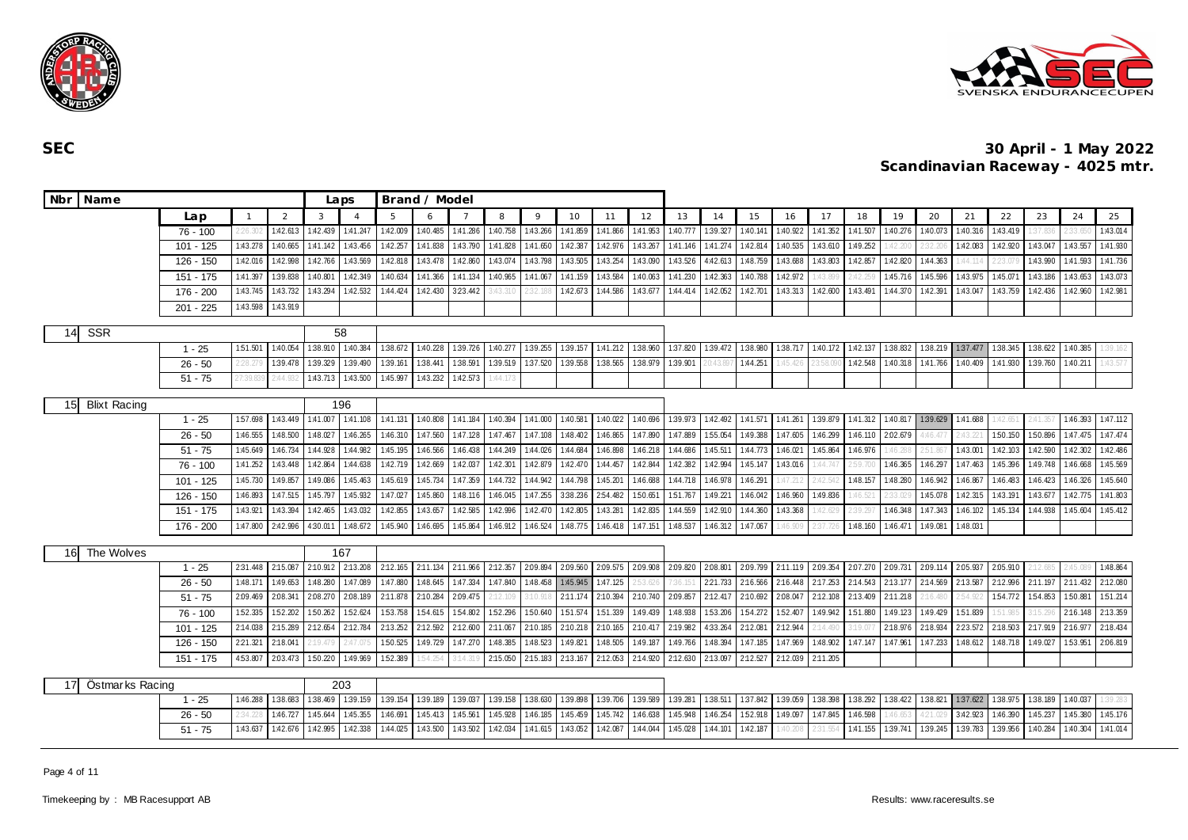# SEC

**30 April - 1 May 2022**
**Scandinavian Raceway - 4025 mtr.**

| Nbr | Name | | Laps | Brand / Model |
|---|---|---|---|---|

| Lap | 1 | 2 | 3 | 4 | 5 | 6 | 7 | 8 | 9 | 10 | 11 | 12 | 13 | 14 | 15 | 16 | 17 | 18 | 19 | 20 | 21 | 22 | 23 | 24 | 25 |
|---|---|---|---|---|---|---|---|---|---|---|---|---|---|---|---|---|---|---|---|---|---|---|---|---|---|
| 76 - 100 | 2:26.302 | 1:42.613 | 1:42.439 | 1:41.247 | 1:42.009 | 1:40.485 | 1:41.286 | 1:40.758 | 1:43.266 | 1:41.859 | 1:41.866 | 1:41.953 | 1:40.777 | 1:39.327 | 1:40.141 | 1:40.922 | 1:41.352 | 1:41.507 | 1:40.276 | 1:40.073 | 1:40.316 | 1:43.419 | 1:37.836 | 2:33.650 | 1:43.014 |
| 101 - 125 | 1:43.278 | 1:40.665 | 1:41.142 | 1:43.456 | 1:42.257 | 1:41.838 | 1:43.790 | 1:41.828 | 1:41.650 | 1:42.387 | 1:42.976 | 1:43.267 | 1:41.146 | 1:41.274 | 1:42.814 | 1:40.535 | 1:43.610 | 1:49.252 | 1:42.200 | 2:32.206 | 1:42.083 | 1:42.920 | 1:43.047 | 1:43.557 | 1:41.930 |
| 126 - 150 | 1:42.016 | 1:42.998 | 1:42.766 | 1:43.569 | 1:42.818 | 1:43.478 | 1:42.860 | 1:43.074 | 1:43.798 | 1:43.505 | 1:43.254 | 1:43.090 | 1:43.526 | 4:42.613 | 1:48.759 | 1:43.688 | 1:43.803 | 1:42.857 | 1:42.820 | 1:44.363 | 1:44.114 | 2:23.079 | 1:43.990 | 1:41.593 | 1:41.736 |
| 151 - 175 | 1:41.397 | 1:39.838 | 1:40.801 | 1:42.349 | 1:40.634 | 1:41.366 | 1:41.134 | 1:40.965 | 1:41.067 | 1:41.159 | 1:43.584 | 1:40.063 | 1:41.230 | 1:42.363 | 1:40.788 | 1:42.972 | 1:43.899 | 2:42.259 | 1:45.716 | 1:45.596 | 1:43.975 | 1:45.071 | 1:43.186 | 1:43.653 | 1:43.073 |
| 176 - 200 | 1:43.745 | 1:43.732 | 1:43.294 | 1:42.532 | 1:44.424 | 1:42.430 | 3:23.442 | 3:43.310 | 2:32.188 | 1:42.673 | 1:44.586 | 1:43.677 | 1:44.414 | 1:42.052 | 1:42.701 | 1:43.313 | 1:42.600 | 1:43.491 | 1:44.370 | 1:42.391 | 1:43.047 | 1:43.759 | 1:42.436 | 1:42.960 | 1:42.981 |
| 201 - 225 | 1:43.598 | 1:43.919 | | | | | | | | | | | | | | | | | | | | | | | |

| 14 | SSR | | 58 | |
|---|---|---|---|---|

| Lap | 1 | 2 | 3 | 4 | 5 | 6 | 7 | 8 | 9 | 10 | 11 | 12 | 13 | 14 | 15 | 16 | 17 | 18 | 19 | 20 | 21 | 22 | 23 | 24 | 25 |
|---|---|---|---|---|---|---|---|---|---|---|---|---|---|---|---|---|---|---|---|---|---|---|---|---|---|
| 1 - 25 | 1:51.501 | 1:40.054 | 1:38.910 | 1:40.384 | 1:38.672 | 1:40.228 | 1:39.726 | 1:40.277 | 1:39.255 | 1:39.157 | 1:41.212 | 1:38.960 | 1:37.820 | 1:39.472 | 1:38.980 | 1:38.717 | 1:40.172 | 1:42.137 | 1:38.832 | 1:38.219 | 1:37.477 | 1:38.345 | 1:38.622 | 1:40.385 | 1:39.162 |
| 26 - 50 | 2:28.279 | 1:39.478 | 1:39.329 | 1:39.490 | 1:39.161 | 1:38.441 | 1:38.591 | 1:39.519 | 1:37.520 | 1:39.558 | 1:38.565 | 1:38.979 | 1:39.901 | 20:43.897 | 1:44.251 | 1:45.426 | 23:58.090 | 1:42.548 | 1:40.318 | 1:41.766 | 1:40.409 | 1:41.930 | 1:39.760 | 1:40.211 | 1:43.577 |
| 51 - 75 | 27:39.839 | 2:44.932 | 1:43.713 | 1:43.500 | 1:45.997 | 1:43.232 | 1:42.573 | 1:44.173 | | | | | | | | | | | | | | | | | |

| 15 | Blixt Racing | | 196 | |
|---|---|---|---|---|

| Lap | 1 | 2 | 3 | 4 | 5 | 6 | 7 | 8 | 9 | 10 | 11 | 12 | 13 | 14 | 15 | 16 | 17 | 18 | 19 | 20 | 21 | 22 | 23 | 24 | 25 |
|---|---|---|---|---|---|---|---|---|---|---|---|---|---|---|---|---|---|---|---|---|---|---|---|---|---|
| 1 - 25 | 1:57.698 | 1:43.449 | 1:41.007 | 1:41.108 | 1:41.131 | 1:40.808 | 1:41.184 | 1:40.394 | 1:41.000 | 1:40.581 | 1:40.022 | 1:40.696 | 1:39.973 | 1:42.492 | 1:41.571 | 1:41.261 | 1:39.879 | 1:41.312 | 1:40.817 | 1:39.629 | 1:41.688 | 1:42.651 | 2:41.357 | 1:46.393 | 1:47.112 |
| 26 - 50 | 1:46.555 | 1:48.500 | 1:48.027 | 1:46.265 | 1:46.310 | 1:47.560 | 1:47.128 | 1:47.467 | 1:47.108 | 1:48.402 | 1:46.865 | 1:47.890 | 1:47.889 | 1:55.054 | 1:49.388 | 1:47.605 | 1:46.299 | 1:46.110 | 2:02.679 | 4:46.477 | 2:43.221 | 1:50.150 | 1:50.896 | 1:47.475 | 1:47.474 |
| 51 - 75 | 1:45.649 | 1:46.734 | 1:44.928 | 1:44.982 | 1:45.195 | 1:46.566 | 1:46.438 | 1:44.249 | 1:44.026 | 1:44.684 | 1:46.898 | 1:46.218 | 1:44.686 | 1:45.511 | 1:44.773 | 1:46.021 | 1:45.864 | 1:46.976 | 1:46.288 | 2:51.867 | 1:43.001 | 1:42.103 | 1:42.590 | 1:42.302 | 1:42.486 |
| 76 - 100 | 1:41.252 | 1:43.448 | 1:42.864 | 1:44.638 | 1:42.719 | 1:42.669 | 1:42.037 | 1:42.301 | 1:42.879 | 1:42.470 | 1:44.457 | 1:42.844 | 1:42.382 | 1:42.994 | 1:45.147 | 1:43.016 | 1:44.747 | 2:59.700 | 1:46.365 | 1:46.297 | 1:47.463 | 1:45.396 | 1:49.748 | 1:46.668 | 1:45.569 |
| 101 - 125 | 1:45.730 | 1:49.857 | 1:49.086 | 1:45.463 | 1:45.619 | 1:45.734 | 1:47.359 | 1:44.732 | 1:44.942 | 1:44.798 | 1:45.201 | 1:46.688 | 1:44.718 | 1:46.978 | 1:46.291 | 1:47.212 | 2:42.542 | 1:48.157 | 1:48.280 | 1:46.942 | 1:46.867 | 1:46.483 | 1:46.423 | 1:46.326 | 1:45.640 |
| 126 - 150 | 1:46.893 | 1:47.515 | 1:45.797 | 1:45.932 | 1:47.027 | 1:45.860 | 1:48.116 | 1:46.045 | 1:47.255 | 3:38.236 | 2:54.482 | 1:50.651 | 1:51.767 | 1:49.221 | 1:46.042 | 1:46.960 | 1:49.836 | 1:46.521 | 2:33.029 | 1:45.078 | 1:42.315 | 1:43.191 | 1:43.677 | 1:42.775 | 1:41.803 |
| 151 - 175 | 1:43.921 | 1:43.394 | 1:42.465 | 1:43.032 | 1:42.855 | 1:43.657 | 1:42.585 | 1:42.996 | 1:42.470 | 1:42.805 | 1:43.281 | 1:42.835 | 1:44.559 | 1:42.910 | 1:44.360 | 1:43.368 | 1:42.629 | 2:39.297 | 1:46.348 | 1:47.343 | 1:46.102 | 1:45.134 | 1:44.938 | 1:45.604 | 1:45.412 |
| 176 - 200 | 1:47.800 | 2:42.996 | 4:30.011 | 1:48.672 | 1:45.940 | 1:46.695 | 1:45.864 | 1:46.912 | 1:46.524 | 1:48.775 | 1:46.418 | 1:47.151 | 1:48.537 | 1:46.312 | 1:47.067 | 1:46.909 | 2:37.726 | 1:48.160 | 1:46.471 | 1:49.081 | 1:48.031 | | | | |

| 16 | The Wolves | | 167 | |
|---|---|---|---|---|

| Lap | 1 | 2 | 3 | 4 | 5 | 6 | 7 | 8 | 9 | 10 | 11 | 12 | 13 | 14 | 15 | 16 | 17 | 18 | 19 | 20 | 21 | 22 | 23 | 24 | 25 |
|---|---|---|---|---|---|---|---|---|---|---|---|---|---|---|---|---|---|---|---|---|---|---|---|---|---|
| 1 - 25 | 2:31.448 | 2:15.087 | 2:10.912 | 2:13.208 | 2:12.165 | 2:11.134 | 2:11.966 | 2:12.357 | 2:09.894 | 2:09.560 | 2:09.575 | 2:09.908 | 2:09.820 | 2:08.801 | 2:09.799 | 2:11.119 | 2:09.354 | 2:07.270 | 2:09.731 | 2:09.114 | 2:05.937 | 2:05.910 | 2:12.685 | 2:45.069 | 1:48.864 |
| 26 - 50 | 1:48.171 | 1:49.653 | 1:48.280 | 1:47.089 | 1:47.880 | 1:48.645 | 1:47.334 | 1:47.840 | 1:48.458 | 1:45.945 | 1:47.125 | 2:53.626 | 7:36.151 | 2:21.733 | 2:16.566 | 2:16.448 | 2:17.253 | 2:14.543 | 2:13.177 | 2:14.569 | 2:13.587 | 2:12.996 | 2:11.197 | 2:11.432 | 2:12.080 |
| 51 - 75 | 2:09.469 | 2:08.341 | 2:08.270 | 2:08.189 | 2:11.878 | 2:10.284 | 2:09.475 | 2:12.109 | 3:10.918 | 2:11.174 | 2:10.394 | 2:10.740 | 2:09.857 | 2:12.417 | 2:10.692 | 2:08.047 | 2:12.108 | 2:13.409 | 2:11.218 | 2:16.480 | 2:54.922 | 1:54.772 | 1:54.853 | 1:50.881 | 1:51.214 |
| 76 - 100 | 1:52.335 | 1:52.202 | 1:50.262 | 1:52.624 | 1:53.758 | 1:54.615 | 1:54.802 | 1:52.296 | 1:50.640 | 1:51.574 | 1:51.339 | 1:49.439 | 1:48.938 | 1:53.206 | 1:54.272 | 1:52.407 | 1:49.942 | 1:51.880 | 1:49.123 | 1:49.429 | 1:51.839 | 1:51.985 | 3:15.296 | 2:16.148 | 2:13.359 |
| 101 - 125 | 2:14.038 | 2:15.289 | 2:12.654 | 2:12.784 | 2:13.252 | 2:12.592 | 2:12.600 | 2:11.067 | 2:10.185 | 2:10.218 | 2:10.165 | 2:10.417 | 2:19.982 | 4:33.264 | 2:12.081 | 2:12.944 | 2:14.490 | 3:19.077 | 2:18.976 | 2:18.934 | 2:23.572 | 2:18.503 | 2:17.919 | 2:16.977 | 2:18.434 |
| 126 - 150 | 2:21.321 | 2:18.041 | 2:19.479 | 2:47.075 | 1:50.525 | 1:49.729 | 1:47.270 | 1:48.385 | 1:48.523 | 1:49.821 | 1:48.505 | 1:49.187 | 1:49.766 | 1:48.394 | 1:47.185 | 1:47.969 | 1:48.902 | 1:47.147 | 1:47.961 | 1:47.233 | 1:48.612 | 1:48.718 | 1:49.027 | 1:53.951 | 2:06.819 |
| 151 - 175 | 4:53.807 | 2:03.473 | 1:50.220 | 1:49.969 | 1:52.389 | 1:54.254 | 3:14.319 | 2:15.050 | 2:15.183 | 2:13.167 | 2:12.053 | 2:14.920 | 2:12.630 | 2:13.097 | 2:12.527 | 2:12.039 | 2:11.205 | | | | | | | | |

| 17 | Östmarks Racing | | 203 | |
|---|---|---|---|---|

| Lap | 1 | 2 | 3 | 4 | 5 | 6 | 7 | 8 | 9 | 10 | 11 | 12 | 13 | 14 | 15 | 16 | 17 | 18 | 19 | 20 | 21 | 22 | 23 | 24 | 25 |
|---|---|---|---|---|---|---|---|---|---|---|---|---|---|---|---|---|---|---|---|---|---|---|---|---|---|
| 1 - 25 | 1:46.288 | 1:38.683 | 1:38.469 | 1:39.159 | 1:39.154 | 1:39.189 | 1:39.037 | 1:39.158 | 1:38.630 | 1:39.898 | 1:39.706 | 1:39.589 | 1:39.281 | 1:38.511 | 1:37.842 | 1:39.059 | 1:38.398 | 1:38.292 | 1:38.422 | 1:38.821 | 1:37.622 | 1:38.975 | 1:38.189 | 1:40.037 | 1:39.283 |
| 26 - 50 | 2:34.228 | 1:46.727 | 1:45.644 | 1:45.355 | 1:46.691 | 1:45.413 | 1:45.561 | 1:45.928 | 1:46.185 | 1:45.459 | 1:45.742 | 1:46.638 | 1:45.948 | 1:46.254 | 1:52.918 | 1:49.097 | 1:47.845 | 1:46.598 | 1:46.653 | 4:21.029 | 3:42.923 | 1:46.390 | 1:45.237 | 1:45.380 | 1:45.176 |
| 51 - 75 | 1:43.637 | 1:42.676 | 1:42.995 | 1:42.338 | 1:44.025 | 1:43.500 | 1:43.502 | 1:42.034 | 1:41.615 | 1:43.052 | 1:42.087 | 1:44.044 | 1:45.028 | 1:44.101 | 1:42.187 | 1:40.206 | 2:31.554 | 1:41.155 | 1:39.741 | 1:39.245 | 1:39.783 | 1:39.956 | 1:40.284 | 1:40.304 | 1:41.014 |

Timekeeping by : MB Racesupport AB

Results: www.raceresults.se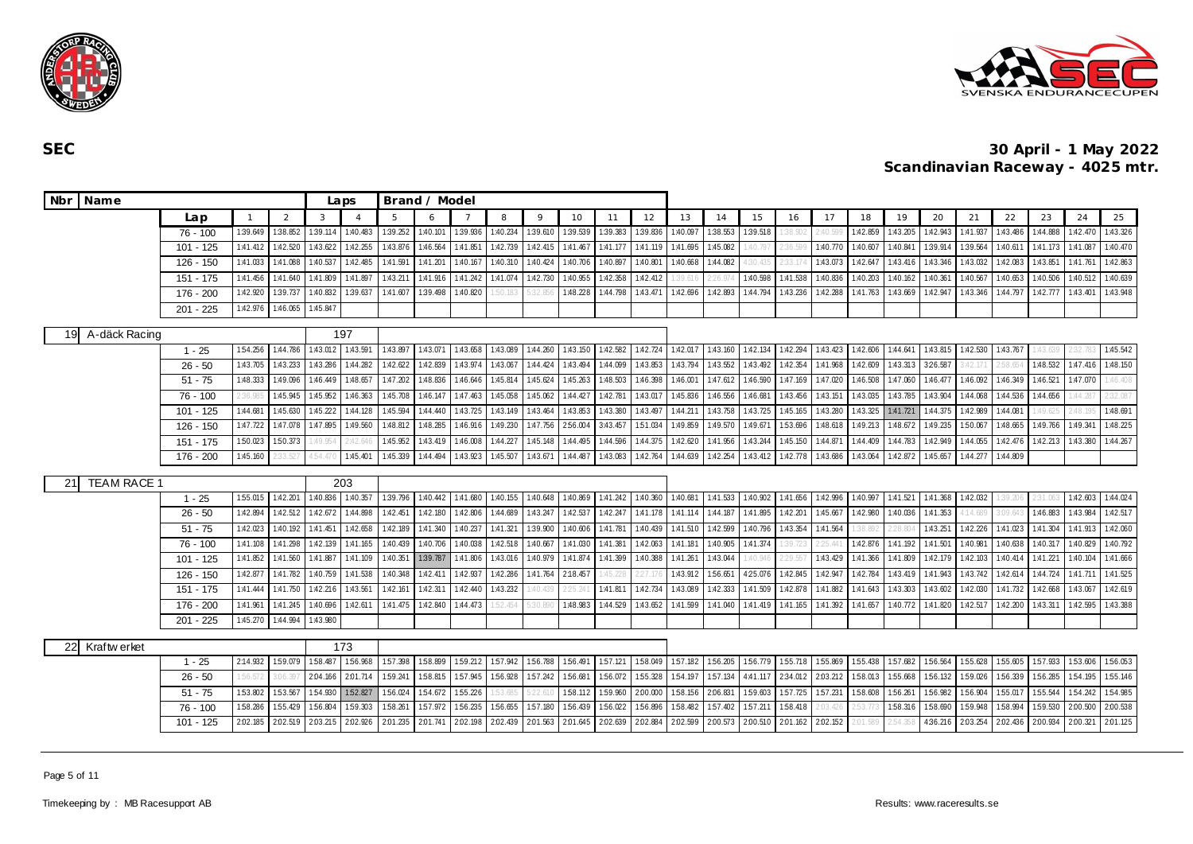**SEC**

**30 April - 1 May 2022**
**Scandinavian Raceway - 4025 mtr.**

| Nbr | Name | | Laps | Brand / Model |
|---|---|---|---|---|

| Lap | 1 | 2 | 3 | 4 | 5 | 6 | 7 | 8 | 9 | 10 | 11 | 12 | 13 | 14 | 15 | 16 | 17 | 18 | 19 | 20 | 21 | 22 | 23 | 24 | 25 |
|---|---|---|---|---|---|---|---|---|---|---|---|---|---|---|---|---|---|---|---|---|---|---|---|---|---|
| 76 - 100 | 1:39.649 | 1:38.852 | 1:39.114 | 1:40.483 | 1:39.252 | 1:40.101 | 1:39.936 | 1:40.234 | 1:39.610 | 1:39.539 | 1:39.383 | 1:39.836 | 1:40.097 | 1:38.553 | 1:39.518 | 1:38.602 | 2:40.599 | 1:42.859 | 1:43.205 | 1:42.943 | 1:41.937 | 1:43.486 | 1:44.888 | 1:42.470 | 1:43.326 |
| 101 - 125 | 1:41.412 | 1:42.520 | 1:43.622 | 1:42.255 | 1:43.876 | 1:46.564 | 1:41.851 | 1:42.739 | 1:42.415 | 1:41.467 | 1:41.177 | 1:41.119 | 1:41.695 | 1:45.082 | 1:40.797 | 2:36.599 | 1:40.770 | 1:40.607 | 1:40.841 | 1:39.914 | 1:39.564 | 1:40.611 | 1:41.173 | 1:41.087 | 1:40.470 |
| 126 - 150 | 1:41.033 | 1:41.088 | 1:40.537 | 1:42.485 | 1:41.591 | 1:41.201 | 1:40.167 | 1:40.310 | 1:40.424 | 1:40.706 | 1:40.897 | 1:40.801 | 1:40.668 | 1:44.082 | 4:30.435 | 2:33.174 | 1:43.073 | 1:42.647 | 1:43.416 | 1:43.346 | 1:43.032 | 1:42.083 | 1:43.851 | 1:41.761 | 1:42.863 |
| 151 - 175 | 1:41.456 | 1:41.640 | 1:41.809 | 1:41.897 | 1:43.211 | 1:41.916 | 1:41.242 | 1:41.074 | 1:42.730 | 1:40.955 | 1:42.358 | 1:42.412 | 1:39.616 | 2:26.974 | 1:40.598 | 1:41.538 | 1:40.836 | 1:40.203 | 1:40.162 | 1:40.361 | 1:40.567 | 1:40.653 | 1:40.506 | 1:40.512 | 1:40.639 |
| 176 - 200 | 1:42.920 | 1:39.737 | 1:40.832 | 1:39.637 | 1:41.607 | 1:39.498 | 1:40.820 | 1:50.183 | 5:32.856 | 1:48.228 | 1:44.798 | 1:43.471 | 1:42.696 | 1:42.893 | 1:44.794 | 1:43.236 | 1:42.288 | 1:41.763 | 1:43.669 | 1:42.947 | 1:43.346 | 1:44.797 | 1:42.777 | 1:43.401 | 1:43.948 |
| 201 - 225 | 1:42.976 | 1:46.065 | 1:45.847 | | | | | | | | | | | | | | | | | | | | | | |

**19 A-däck Racing** — Laps: 197

| Lap | 1 | 2 | 3 | 4 | 5 | 6 | 7 | 8 | 9 | 10 | 11 | 12 | 13 | 14 | 15 | 16 | 17 | 18 | 19 | 20 | 21 | 22 | 23 | 24 | 25 |
|---|---|---|---|---|---|---|---|---|---|---|---|---|---|---|---|---|---|---|---|---|---|---|---|---|---|
| 1 - 25 | 1:54.256 | 1:44.786 | 1:43.012 | 1:43.591 | 1:43.897 | 1:43.071 | 1:43.658 | 1:43.089 | 1:44.260 | 1:43.150 | 1:42.582 | 1:42.724 | 1:42.017 | 1:43.160 | 1:42.134 | 1:42.294 | 1:43.423 | 1:42.606 | 1:44.641 | 1:43.815 | 1:42.530 | 1:43.767 | 1:43.639 | 2:32.783 | 1:45.542 |
| 26 - 50 | 1:43.705 | 1:43.233 | 1:43.286 | 1:44.282 | 1:42.622 | 1:42.839 | 1:43.974 | 1:43.067 | 1:44.424 | 1:43.494 | 1:44.099 | 1:43.853 | 1:43.794 | 1:43.552 | 1:43.492 | 1:42.354 | 1:41.968 | 1:42.609 | 1:43.313 | 3:26.587 | 3:42.171 | 2:58.654 | 1:48.532 | 1:47.416 | 1:48.150 |
| 51 - 75 | 1:48.333 | 1:49.096 | 1:46.449 | 1:48.657 | 1:47.202 | 1:48.836 | 1:46.646 | 1:45.814 | 1:45.624 | 1:45.263 | 1:48.503 | 1:46.398 | 1:46.001 | 1:47.612 | 1:46.590 | 1:47.169 | 1:47.020 | 1:46.508 | 1:47.060 | 1:46.477 | 1:46.092 | 1:46.349 | 1:46.521 | 1:47.070 | 1:46.408 |
| 76 - 100 | 2:36.985 | 1:45.945 | 1:45.952 | 1:46.363 | 1:45.708 | 1:46.147 | 1:47.463 | 1:45.058 | 1:45.062 | 1:44.427 | 1:42.781 | 1:43.017 | 1:45.836 | 1:46.556 | 1:46.681 | 1:43.456 | 1:43.151 | 1:43.035 | 1:43.785 | 1:43.904 | 1:44.068 | 1:44.536 | 1:44.656 | 1:44.287 | 2:32.087 |
| 101 - 125 | 1:44.681 | 1:45.630 | 1:45.222 | 1:44.128 | 1:45.594 | 1:44.440 | 1:43.725 | 1:43.149 | 1:43.464 | 1:43.853 | 1:43.380 | 1:43.497 | 1:44.211 | 1:43.758 | 1:43.725 | 1:45.165 | 1:43.280 | 1:43.325 | 1:41.721 | 1:44.375 | 1:42.989 | 1:44.081 | 1:49.625 | 2:48.195 | 1:48.691 |
| 126 - 150 | 1:47.722 | 1:47.078 | 1:47.895 | 1:49.560 | 1:48.812 | 1:48.285 | 1:46.916 | 1:49.230 | 1:47.756 | 2:56.004 | 3:43.457 | 1:51.034 | 1:49.859 | 1:49.570 | 1:49.671 | 1:53.696 | 1:48.618 | 1:49.213 | 1:48.672 | 1:49.235 | 1:50.067 | 1:48.665 | 1:49.766 | 1:49.341 | 1:48.225 |
| 151 - 175 | 1:50.023 | 1:50.373 | 1:49.954 | 2:42.646 | 1:45.952 | 1:43.419 | 1:46.008 | 1:44.227 | 1:45.148 | 1:44.495 | 1:44.596 | 1:44.375 | 1:42.620 | 1:41.956 | 1:43.244 | 1:45.150 | 1:44.871 | 1:44.409 | 1:44.783 | 1:42.949 | 1:44.055 | 1:42.476 | 1:42.213 | 1:43.380 | 1:44.267 |
| 176 - 200 | 1:45.160 | 2:33.527 | 4:54.470 | 1:45.401 | 1:45.339 | 1:44.494 | 1:43.923 | 1:45.507 | 1:43.671 | 1:44.487 | 1:43.083 | 1:42.764 | 1:44.639 | 1:42.254 | 1:43.412 | 1:42.778 | 1:43.686 | 1:43.064 | 1:42.872 | 1:45.657 | 1:44.277 | 1:44.809 | | | |

**21 TEAM RACE 1** — Laps: 203

| Lap | 1 | 2 | 3 | 4 | 5 | 6 | 7 | 8 | 9 | 10 | 11 | 12 | 13 | 14 | 15 | 16 | 17 | 18 | 19 | 20 | 21 | 22 | 23 | 24 | 25 |
|---|---|---|---|---|---|---|---|---|---|---|---|---|---|---|---|---|---|---|---|---|---|---|---|---|---|
| 1 - 25 | 1:55.015 | 1:42.201 | 1:40.836 | 1:40.357 | 1:39.796 | 1:40.442 | 1:41.680 | 1:40.155 | 1:40.648 | 1:40.869 | 1:41.242 | 1:40.360 | 1:40.681 | 1:41.533 | 1:40.902 | 1:41.656 | 1:42.996 | 1:40.997 | 1:41.521 | 1:41.368 | 1:42.032 | 1:39.206 | 2:31.063 | 1:42.603 | 1:44.024 |
| 26 - 50 | 1:42.894 | 1:42.512 | 1:42.672 | 1:44.898 | 1:42.451 | 1:42.180 | 1:42.806 | 1:44.689 | 1:43.247 | 1:42.537 | 1:42.247 | 1:41.178 | 1:41.114 | 1:44.187 | 1:41.895 | 1:42.201 | 1:45.667 | 1:42.980 | 1:40.036 | 1:41.353 | 4:14.689 | 3:09.643 | 1:46.883 | 1:43.984 | 1:42.517 |
| 51 - 75 | 1:42.023 | 1:40.192 | 1:41.451 | 1:42.658 | 1:42.189 | 1:41.340 | 1:40.237 | 1:41.321 | 1:39.900 | 1:40.606 | 1:41.781 | 1:40.439 | 1:41.510 | 1:42.599 | 1:40.796 | 1:43.354 | 1:41.564 | 1:38.892 | 2:28.804 | 1:43.251 | 1:42.226 | 1:41.023 | 1:41.304 | 1:41.913 | 1:42.060 |
| 76 - 100 | 1:41.108 | 1:41.298 | 1:42.139 | 1:41.165 | 1:40.439 | 1:40.706 | 1:40.038 | 1:42.518 | 1:40.667 | 1:41.030 | 1:41.381 | 1:42.063 | 1:41.181 | 1:40.905 | 1:41.374 | 1:39.723 | 2:25.441 | 1:42.876 | 1:41.192 | 1:41.501 | 1:40.981 | 1:40.638 | 1:40.317 | 1:40.829 | 1:40.792 |
| 101 - 125 | 1:41.852 | 1:41.560 | 1:41.887 | 1:41.109 | 1:40.351 | 1:39.787 | 1:41.806 | 1:43.016 | 1:40.979 | 1:41.874 | 1:41.399 | 1:40.388 | 1:41.261 | 1:43.044 | 1:40.946 | 2:29.557 | 1:43.429 | 1:41.366 | 1:41.809 | 1:42.179 | 1:42.103 | 1:40.414 | 1:41.221 | 1:40.104 | 1:41.666 |
| 126 - 150 | 1:42.877 | 1:41.782 | 1:40.759 | 1:41.538 | 1:40.348 | 1:42.411 | 1:42.937 | 1:42.286 | 1:41.764 | 2:18.457 | 1:45.226 | 2:27.176 | 1:43.912 | 1:56.651 | 4:25.076 | 1:42.845 | 1:42.947 | 1:42.784 | 1:43.419 | 1:41.943 | 1:43.742 | 1:42.614 | 1:44.724 | 1:41.711 | 1:41.525 |
| 151 - 175 | 1:41.444 | 1:41.750 | 1:42.216 | 1:43.561 | 1:42.161 | 1:42.311 | 1:42.440 | 1:43.232 | 1:40.439 | 2:25.241 | 1:41.811 | 1:42.734 | 1:43.089 | 1:42.333 | 1:41.509 | 1:42.878 | 1:41.882 | 1:41.643 | 1:43.303 | 1:43.602 | 1:42.030 | 1:41.732 | 1:42.668 | 1:43.067 | 1:42.619 |
| 176 - 200 | 1:41.961 | 1:41.245 | 1:40.696 | 1:42.611 | 1:41.475 | 1:42.840 | 1:44.473 | 1:52.454 | 5:30.890 | 1:48.983 | 1:44.529 | 1:43.652 | 1:41.599 | 1:41.040 | 1:41.419 | 1:41.165 | 1:41.392 | 1:41.657 | 1:40.772 | 1:41.820 | 1:42.517 | 1:42.200 | 1:43.311 | 1:42.595 | 1:43.388 |
| 201 - 225 | 1:45.270 | 1:44.994 | 1:43.980 | | | | | | | | | | | | | | | | | | | | | | |

**22 Kraftwerket** — Laps: 173

| Lap | 1 | 2 | 3 | 4 | 5 | 6 | 7 | 8 | 9 | 10 | 11 | 12 | 13 | 14 | 15 | 16 | 17 | 18 | 19 | 20 | 21 | 22 | 23 | 24 | 25 |
|---|---|---|---|---|---|---|---|---|---|---|---|---|---|---|---|---|---|---|---|---|---|---|---|---|---|
| 1 - 25 | 2:14.932 | 1:59.079 | 1:58.487 | 1:56.968 | 1:57.398 | 1:58.899 | 1:59.212 | 1:57.942 | 1:56.788 | 1:56.491 | 1:57.121 | 1:58.049 | 1:57.182 | 1:56.205 | 1:56.779 | 1:55.718 | 1:55.869 | 1:55.438 | 1:57.682 | 1:56.564 | 1:55.628 | 1:55.605 | 1:57.933 | 1:53.606 | 1:56.053 |
| 26 - 50 | 1:56.572 | 3:06.397 | 2:04.166 | 2:01.714 | 1:59.241 | 1:58.815 | 1:57.945 | 1:56.928 | 1:57.242 | 1:56.681 | 1:56.072 | 1:55.328 | 1:54.197 | 1:57.134 | 4:41.117 | 2:34.012 | 2:03.212 | 1:58.013 | 1:55.668 | 1:56.132 | 1:59.026 | 1:56.339 | 1:56.285 | 1:54.195 | 1:55.146 |
| 51 - 75 | 1:53.802 | 1:53.567 | 1:54.930 | 1:52.827 | 1:56.024 | 1:54.672 | 1:55.226 | 1:53.685 | 5:22.610 | 1:58.112 | 1:59.960 | 2:00.000 | 1:58.156 | 2:06.831 | 1:59.603 | 1:57.725 | 1:57.231 | 1:58.608 | 1:56.261 | 1:56.982 | 1:56.904 | 1:55.017 | 1:55.544 | 1:54.242 | 1:54.985 |
| 76 - 100 | 1:58.286 | 1:55.429 | 1:56.804 | 1:59.303 | 1:58.261 | 1:57.972 | 1:56.235 | 1:56.655 | 1:57.180 | 1:56.439 | 1:56.022 | 1:56.896 | 1:58.482 | 1:57.402 | 1:57.211 | 1:58.418 | 2:03.426 | 2:53.773 | 1:58.316 | 1:58.690 | 1:59.948 | 1:58.994 | 1:59.530 | 2:00.500 | 2:00.538 |
| 101 - 125 | 2:02.185 | 2:02.519 | 2:03.215 | 2:02.926 | 2:01.235 | 2:01.741 | 2:02.198 | 2:02.439 | 2:01.563 | 2:01.645 | 2:02.639 | 2:02.884 | 2:02.599 | 2:00.573 | 2:00.510 | 2:01.162 | 2:02.152 | 2:01.589 | 2:54.358 | 4:36.216 | 2:03.254 | 2:02.436 | 2:00.934 | 2:00.321 | 2:01.125 |

Timekeeping by : MB Racesupport AB

Results: www.raceresults.se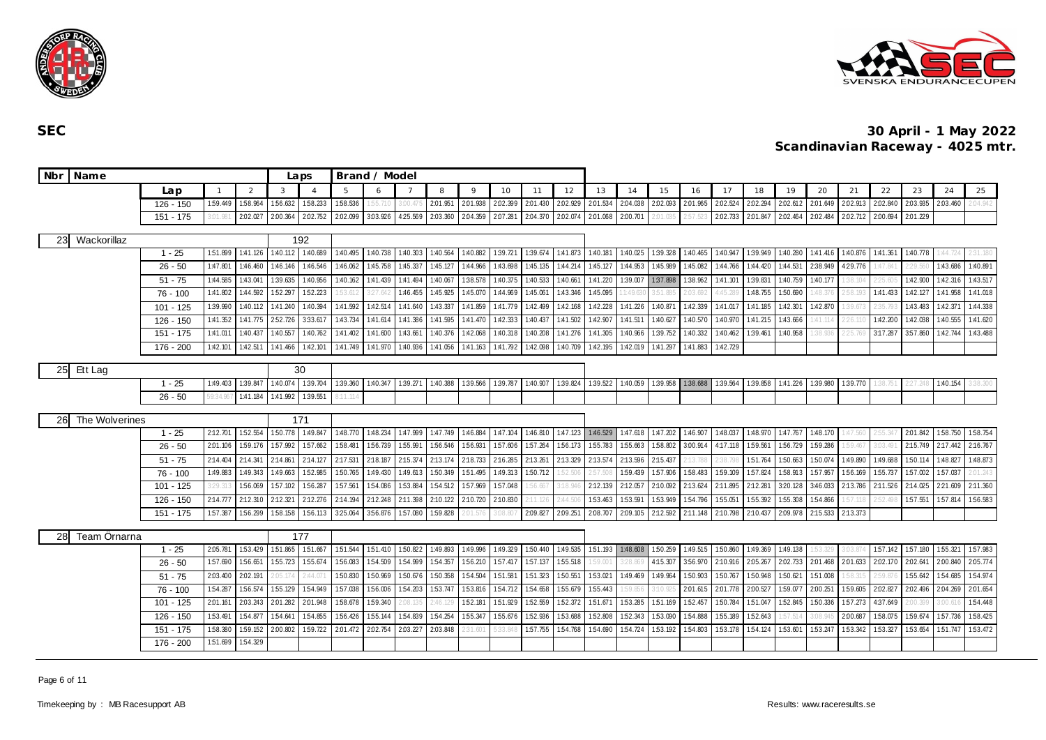**SEC**

**30 April - 1 May 2022**
**Scandinavian Raceway - 4025 mtr.**

| Nbr | Name | Lap | 1 | 2 | 3 | 4 | 5 | 6 | 7 | 8 | 9 | 10 | 11 | 12 | 13 | 14 | 15 | 16 | 17 | 18 | 19 | 20 | 21 | 22 | 23 | 24 | 25 |
|---|---|---|---|---|---|---|---|---|---|---|---|---|---|---|---|---|---|---|---|---|---|---|---|---|---|---|---|
| | | 126 - 150 | 1:59.449 | 1:58.964 | 1:56.632 | 1:58.233 | 1:58.536 | 1:55.710 | 3:00.475 | 2:01.951 | 2:01.938 | 2:02.399 | 2:01.430 | 2:02.929 | 2:01.534 | 2:04.038 | 2:02.093 | 2:01.965 | 2:02.524 | 2:02.294 | 2:02.612 | 2:01.649 | 2:02.913 | 2:02.840 | 2:03.935 | 2:03.460 | 2:04.942 |
| | | 151 - 175 | 3:01.981 | 2:02.027 | 2:00.364 | 2:02.752 | 2:02.099 | 3:03.926 | 4:25.569 | 2:03.360 | 2:04.359 | 2:07.281 | 2:04.370 | 2:02.074 | 2:01.068 | 2:00.701 | 2:01.035 | 2:57.523 | 2:02.733 | 2:01.847 | 2:02.464 | 2:02.484 | 2:02.712 | 2:00.694 | 2:01.229 | | |
| 23 | Wackorillaz | Laps: 192 | | | | | | | | | | | | | | | | | | | | | | | | | |
| | | 1 - 25 | 1:51.899 | 1:41.126 | 1:40.112 | 1:40.689 | 1:40.495 | 1:40.738 | 1:40.303 | 1:40.564 | 1:40.882 | 1:39.721 | 1:39.674 | 1:41.873 | 1:40.181 | 1:40.025 | 1:39.328 | 1:40.465 | 1:40.947 | 1:39.949 | 1:40.280 | 1:41.416 | 1:40.876 | 1:41.361 | 1:40.778 | 1:44.724 | 2:31.180 |
| | | 26 - 50 | 1:47.801 | 1:46.460 | 1:46.146 | 1:46.546 | 1:46.062 | 1:45.758 | 1:45.337 | 1:45.127 | 1:44.966 | 1:43.698 | 1:45.135 | 1:44.214 | 1:45.127 | 1:44.953 | 1:45.989 | 1:45.082 | 1:44.766 | 1:44.420 | 1:44.531 | 2:38.949 | 4:29.776 | 1:47.841 | 2:29.560 | 1:43.686 | 1:40.891 |
| | | 51 - 75 | 1:44.585 | 1:43.041 | 1:39.635 | 1:40.956 | 1:40.162 | 1:41.439 | 1:41.494 | 1:40.067 | 1:38.578 | 1:40.375 | 1:40.533 | 1:40.661 | 1:41.220 | 1:39.007 | 1:37.898 | 1:38.962 | 1:41.101 | 1:39.831 | 1:40.759 | 1:40.177 | 1:38.104 | 2:25.605 | 1:42.900 | 1:42.316 | 1:43.517 |
| | | 76 - 100 | 1:41.802 | 1:44.592 | 1:52.297 | 1:52.223 | 1:53.612 | 3:27.642 | 1:46.455 | 1:45.925 | 1:45.070 | 1:44.969 | 1:45.061 | 1:43.346 | 1:45.095 | 11:49.630 | 3:51.885 | 2:03.692 | 4:45.289 | 1:48.755 | 1:50.690 | 1:48.376 | 2:58.193 | 1:41.433 | 1:42.127 | 1:41.958 | 1:41.018 |
| | | 101 - 125 | 1:39.990 | 1:40.112 | 1:41.240 | 1:40.394 | 1:41.592 | 1:42.514 | 1:41.640 | 1:43.337 | 1:41.859 | 1:41.779 | 1:42.499 | 1:42.168 | 1:42.228 | 1:41.226 | 1:40.871 | 1:42.339 | 1:41.017 | 1:41.185 | 1:42.301 | 1:42.870 | 1:39.673 | 2:35.793 | 1:43.483 | 1:42.371 | 1:44.338 |
| | | 126 - 150 | 1:41.352 | 1:41.775 | 2:52.726 | 3:33.617 | 1:43.734 | 1:41.614 | 1:41.386 | 1:41.595 | 1:41.470 | 1:42.333 | 1:40.437 | 1:41.502 | 1:42.907 | 1:41.511 | 1:40.627 | 1:40.570 | 1:40.970 | 1:41.215 | 1:43.666 | 1:41.114 | 2:26.110 | 1:42.200 | 1:42.038 | 1:40.555 | 1:41.620 |
| | | 151 - 175 | 1:41.011 | 1:40.437 | 1:40.557 | 1:40.762 | 1:41.402 | 1:41.600 | 1:43.661 | 1:40.376 | 1:42.068 | 1:40.318 | 1:40.208 | 1:41.276 | 1:41.305 | 1:40.966 | 1:39.752 | 1:40.332 | 1:40.462 | 1:39.461 | 1:40.958 | 1:38.936 | 2:25.769 | 3:17.287 | 3:57.860 | 1:42.744 | 1:43.488 |
| | | 176 - 200 | 1:42.101 | 1:42.511 | 1:41.466 | 1:42.101 | 1:41.749 | 1:41.970 | 1:40.936 | 1:41.056 | 1:41.163 | 1:41.792 | 1:42.098 | 1:40.709 | 1:42.195 | 1:42.019 | 1:41.297 | 1:41.883 | 1:42.729 | | | | | | | | |
| 25 | Ett Lag | Laps: 30 | | | | | | | | | | | | | | | | | | | | | | | | | |
| | | 1 - 25 | 1:49.403 | 1:39.847 | 1:40.074 | 1:39.704 | 1:39.360 | 1:40.347 | 1:39.271 | 1:40.388 | 1:39.566 | 1:39.787 | 1:40.907 | 1:39.824 | 1:39.522 | 1:40.059 | 1:39.958 | 1:38.688 | 1:39.564 | 1:39.858 | 1:41.226 | 1:39.980 | 1:39.770 | 1:38.751 | 2:27.248 | 1:40.154 | 3:38.300 |
| | | 26 - 50 | 59:34.967 | 1:41.184 | 1:41.992 | 1:39.551 | 8:11.114 | | | | | | | | | | | | | | | | | | | | |
| 26 | The Wolverines | Laps: 171 | | | | | | | | | | | | | | | | | | | | | | | | | |
| | | 1 - 25 | 2:12.701 | 1:52.554 | 1:50.778 | 1:49.847 | 1:48.770 | 1:48.234 | 1:47.999 | 1:47.749 | 1:46.884 | 1:47.104 | 1:46.810 | 1:47.123 | 1:46.529 | 1:47.618 | 1:47.202 | 1:46.907 | 1:48.037 | 1:48.970 | 1:47.767 | 1:48.170 | 1:47.560 | 2:55.347 | 2:01.842 | 1:58.750 | 1:58.754 |
| | | 26 - 50 | 2:01.106 | 1:59.176 | 1:57.992 | 1:57.662 | 1:58.481 | 1:56.739 | 1:55.991 | 1:56.546 | 1:56.931 | 1:57.606 | 1:57.264 | 1:56.173 | 1:55.783 | 1:55.663 | 1:58.802 | 3:00.914 | 4:17.118 | 1:59.561 | 1:56.729 | 1:59.286 | 1:59.467 | 3:03.491 | 2:15.749 | 2:17.442 | 2:16.767 |
| | | 51 - 75 | 2:14.404 | 2:14.341 | 2:14.861 | 2:14.127 | 2:17.531 | 2:18.187 | 2:15.374 | 2:13.174 | 2:18.733 | 2:16.285 | 2:13.261 | 2:13.329 | 2:13.574 | 2:13.596 | 2:15.437 | 2:13.788 | 2:38.798 | 1:51.764 | 1:50.663 | 1:50.074 | 1:49.890 | 1:49.688 | 1:50.114 | 1:48.827 | 1:48.873 |
| | | 76 - 100 | 1:49.883 | 1:49.343 | 1:49.663 | 1:52.985 | 1:50.765 | 1:49.430 | 1:49.613 | 1:50.349 | 1:51.495 | 1:49.313 | 1:50.712 | 1:52.506 | 2:57.508 | 1:59.439 | 1:57.906 | 1:58.483 | 1:59.109 | 1:57.824 | 1:58.913 | 1:57.957 | 1:56.169 | 1:55.737 | 1:57.002 | 1:57.037 | 2:01.243 |
| | | 101 - 125 | 3:29.313 | 1:56.069 | 1:57.102 | 1:56.287 | 1:57.561 | 1:54.086 | 1:53.884 | 1:54.512 | 1:57.969 | 1:57.048 | 1:56.667 | 3:18.946 | 2:12.139 | 2:12.057 | 2:10.092 | 2:13.624 | 2:11.895 | 2:12.281 | 3:20.128 | 3:46.033 | 2:13.786 | 2:11.526 | 2:14.025 | 2:21.609 | 2:11.360 |
| | | 126 - 150 | 2:14.777 | 2:12.310 | 2:12.321 | 2:12.276 | 2:14.194 | 2:12.248 | 2:11.398 | 2:10.122 | 2:10.720 | 2:10.830 | 2:11.126 | 2:44.506 | 1:53.463 | 1:53.591 | 1:53.949 | 1:54.796 | 1:55.051 | 1:55.392 | 1:55.308 | 1:54.866 | 1:57.118 | 2:52.498 | 1:57.551 | 1:57.814 | 1:56.583 |
| | | 151 - 175 | 1:57.387 | 1:56.299 | 1:58.158 | 1:56.113 | 3:25.064 | 3:56.876 | 1:57.080 | 1:59.828 | 2:01.576 | 3:08.807 | 2:09.827 | 2:09.251 | 2:08.707 | 2:09.105 | 2:12.592 | 2:11.148 | 2:10.798 | 2:10.437 | 2:09.978 | 2:15.533 | 2:13.373 | | | | |
| 28 | Team Örnarna | Laps: 177 | | | | | | | | | | | | | | | | | | | | | | | | | |
| | | 1 - 25 | 2:05.781 | 1:53.429 | 1:51.865 | 1:51.667 | 1:51.544 | 1:51.410 | 1:50.822 | 1:49.893 | 1:49.996 | 1:49.329 | 1:50.440 | 1:49.535 | 1:51.193 | 1:48.608 | 1:50.259 | 1:49.515 | 1:50.860 | 1:49.369 | 1:49.138 | 1:53.329 | 3:03.874 | 1:57.142 | 1:57.180 | 1:55.321 | 1:57.983 |
| | | 26 - 50 | 1:57.690 | 1:56.651 | 1:55.723 | 1:55.674 | 1:56.083 | 1:54.509 | 1:54.999 | 1:54.357 | 1:56.210 | 1:57.417 | 1:57.137 | 1:55.518 | 1:59.001 | 3:28.869 | 4:15.307 | 3:56.970 | 2:10.916 | 2:05.267 | 2:02.733 | 2:01.468 | 2:01.633 | 2:02.170 | 2:02.641 | 2:00.840 | 2:05.774 |
| | | 51 - 75 | 2:03.400 | 2:02.191 | 2:05.174 | 2:44.071 | 1:50.830 | 1:50.969 | 1:50.676 | 1:50.358 | 1:54.504 | 1:51.581 | 1:51.323 | 1:50.551 | 1:53.021 | 1:49.469 | 1:49.964 | 1:50.903 | 1:50.767 | 1:50.948 | 1:50.621 | 1:51.008 | 1:58.315 | 2:59.876 | 1:55.642 | 1:54.685 | 1:54.974 |
| | | 76 - 100 | 1:54.287 | 1:56.574 | 1:55.129 | 1:54.949 | 1:57.038 | 1:56.006 | 1:54.203 | 1:53.747 | 1:53.816 | 1:54.712 | 1:54.658 | 1:55.679 | 1:55.443 | 1:59.856 | 3:10.925 | 2:01.615 | 2:01.778 | 2:00.527 | 1:59.077 | 2:00.251 | 1:59.605 | 2:02.827 | 2:02.496 | 2:04.269 | 2:01.654 |
| | | 101 - 125 | 2:01.161 | 2:03.243 | 2:01.282 | 2:01.948 | 1:58.678 | 1:59.340 | 2:08.136 | 2:46.129 | 1:52.181 | 1:51.929 | 1:52.559 | 1:52.372 | 1:51.671 | 1:53.285 | 1:51.169 | 1:52.457 | 1:50.784 | 1:51.047 | 1:52.845 | 1:50.336 | 1:57.273 | 4:37.649 | 2:00.399 | 3:00.618 | 1:54.448 |
| | | 126 - 150 | 1:53.491 | 1:54.877 | 1:54.641 | 1:54.855 | 1:56.426 | 1:55.144 | 1:54.839 | 1:54.254 | 1:55.347 | 1:55.676 | 1:52.936 | 1:53.688 | 1:52.808 | 1:52.343 | 1:53.090 | 1:54.888 | 1:55.189 | 1:52.643 | 1:57.514 | 3:08.946 | 2:00.687 | 1:58.075 | 1:59.674 | 1:57.736 | 1:58.425 |
| | | 151 - 175 | 1:58.380 | 1:59.152 | 2:00.802 | 1:59.722 | 2:01.472 | 2:02.754 | 2:03.227 | 2:03.848 | 2:31.601 | 5:33.848 | 1:57.755 | 1:54.768 | 1:54.690 | 1:54.724 | 1:53.192 | 1:54.803 | 1:53.178 | 1:54.124 | 1:53.601 | 1:53.247 | 1:53.342 | 1:53.327 | 1:53.654 | 1:51.747 | 1:53.472 |
| | | 176 - 200 | 1:51.699 | 1:54.329 | | | | | | | | | | | | | | | | | | | | | | | |

Timekeeping by : MB Racesupport AB

Results: www.raceresults.se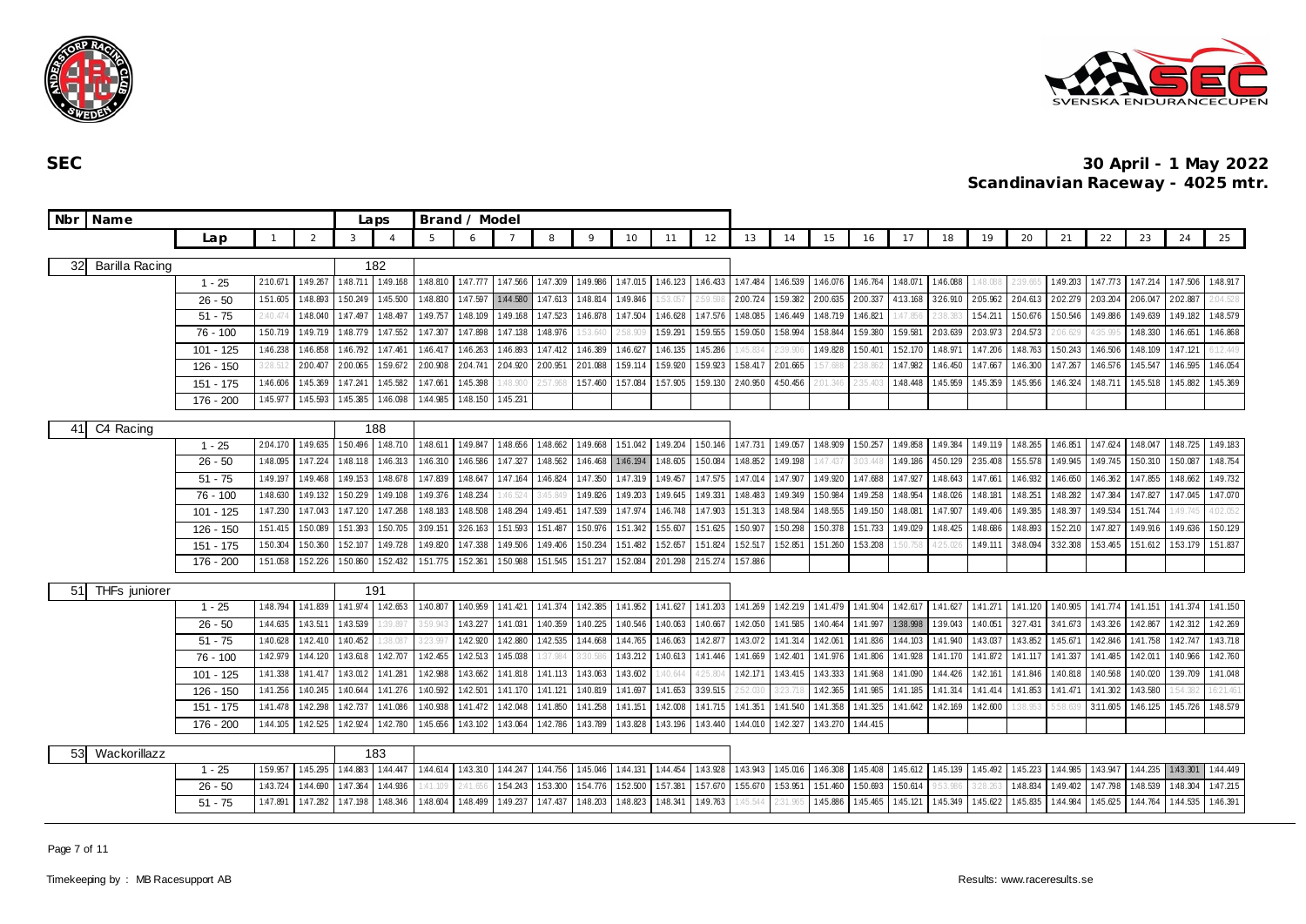# SEC

**30 April - 1 May 2022**
**Scandinavian Raceway - 4025 mtr.**

| Nbr | Name | Laps | Brand / Model | | | | | | | | | | | | | | | | | | | | | | | |
|---|---|---|---|---|---|---|---|---|---|---|---|---|---|---|---|---|---|---|---|---|---|---|---|---|---|---|
| | Lap | 1 | 2 | 3 | 4 | 5 | 6 | 7 | 8 | 9 | 10 | 11 | 12 | 13 | 14 | 15 | 16 | 17 | 18 | 19 | 20 | 21 | 22 | 23 | 24 | 25 |
| 32 | Barilla Racing | 182 | | | | | | | | | | | | | | | | | | | | | | | | |
| | 1 - 25 | 2:10.671 | 1:49.267 | 1:48.711 | 1:49.168 | 1:48.810 | 1:47.777 | 1:47.566 | 1:47.309 | 1:49.986 | 1:47.015 | 1:46.123 | 1:46.433 | 1:47.484 | 1:46.539 | 1:46.076 | 1:46.764 | 1:48.071 | 1:46.088 | 1:48.088 | 2:39.665 | 1:49.203 | 1:47.773 | 1:47.214 | 1:47.506 | 1:48.917 |
| | 26 - 50 | 1:51.605 | 1:48.893 | 1:50.249 | 1:45.500 | 1:48.830 | 1:47.597 | 1:44.580 | 1:47.613 | 1:48.814 | 1:49.846 | 1:53.057 | 2:59.598 | 2:00.724 | 1:59.382 | 2:00.635 | 2:00.337 | 4:13.168 | 3:26.910 | 2:05.962 | 2:04.613 | 2:02.279 | 2:03.204 | 2:06.047 | 2:02.887 | 2:04.528 |
| | 51 - 75 | 2:40.474 | 1:48.040 | 1:47.497 | 1:48.497 | 1:49.757 | 1:48.109 | 1:49.168 | 1:47.523 | 1:46.878 | 1:47.504 | 1:46.628 | 1:47.576 | 1:48.085 | 1:46.449 | 1:48.719 | 1:46.821 | 1:47.856 | 2:38.383 | 1:54.211 | 1:50.676 | 1:50.546 | 1:49.886 | 1:49.639 | 1:49.182 | 1:48.579 |
| | 76 - 100 | 1:50.719 | 1:49.719 | 1:48.779 | 1:47.552 | 1:47.307 | 1:47.898 | 1:47.138 | 1:48.976 | 1:53.640 | 2:58.909 | 1:59.291 | 1:59.555 | 1:59.050 | 1:58.994 | 1:58.844 | 1:59.380 | 1:59.581 | 2:03.639 | 2:03.973 | 2:04.573 | 2:06.629 | 4:35.995 | 1:48.330 | 1:46.651 | 1:46.868 |
| | 101 - 125 | 1:46.238 | 1:46.858 | 1:46.792 | 1:47.461 | 1:46.417 | 1:46.263 | 1:46.893 | 1:47.412 | 1:46.389 | 1:46.627 | 1:46.135 | 1:45.286 | 1:45.834 | 2:39.906 | 1:49.828 | 1:50.401 | 1:52.170 | 1:48.971 | 1:47.206 | 1:48.763 | 1:50.243 | 1:46.506 | 1:48.109 | 1:47.121 | 6:12.449 |
| | 126 - 150 | 3:28.512 | 2:00.407 | 2:00.065 | 1:59.672 | 2:00.908 | 2:04.741 | 2:04.920 | 2:00.951 | 2:01.088 | 1:59.114 | 1:59.920 | 1:59.923 | 1:58.417 | 2:01.665 | 1:57.686 | 2:38.862 | 1:47.982 | 1:46.450 | 1:47.667 | 1:46.300 | 1:47.267 | 1:46.576 | 1:45.547 | 1:46.595 | 1:46.054 |
| | 151 - 175 | 1:46.606 | 1:45.369 | 1:47.241 | 1:45.582 | 1:47.661 | 1:45.398 | 1:48.900 | 2:57.968 | 1:57.460 | 1:57.084 | 1:57.905 | 1:59.130 | 2:40.950 | 4:50.456 | 2:01.346 | 2:35.403 | 1:48.448 | 1:45.959 | 1:45.359 | 1:45.956 | 1:46.324 | 1:48.711 | 1:45.518 | 1:45.882 | 1:45.369 |
| | 176 - 200 | 1:45.977 | 1:45.593 | 1:45.385 | 1:46.098 | 1:44.985 | 1:48.150 | 1:45.231 | | | | | | | | | | | | | | | | | | |
| 41 | C4 Racing | 188 | | | | | | | | | | | | | | | | | | | | | | | | |
| | 1 - 25 | 2:04.170 | 1:49.635 | 1:50.496 | 1:48.710 | 1:48.611 | 1:49.847 | 1:48.656 | 1:48.662 | 1:49.668 | 1:51.042 | 1:49.204 | 1:50.146 | 1:47.731 | 1:49.057 | 1:48.909 | 1:50.257 | 1:49.858 | 1:49.384 | 1:49.119 | 1:48.265 | 1:46.851 | 1:47.624 | 1:48.047 | 1:48.725 | 1:49.183 |
| | 26 - 50 | 1:48.095 | 1:47.224 | 1:48.118 | 1:46.313 | 1:46.310 | 1:46.586 | 1:47.327 | 1:48.562 | 1:46.468 | 1:46.194 | 1:48.605 | 1:50.084 | 1:48.852 | 1:49.198 | 1:47.437 | 3:03.448 | 1:49.186 | 4:50.129 | 2:35.408 | 1:55.578 | 1:49.945 | 1:49.745 | 1:50.310 | 1:50.087 | 1:48.754 |
| | 51 - 75 | 1:49.197 | 1:49.468 | 1:49.153 | 1:48.678 | 1:47.839 | 1:48.647 | 1:47.164 | 1:46.824 | 1:47.350 | 1:47.319 | 1:49.457 | 1:47.575 | 1:47.014 | 1:47.907 | 1:49.920 | 1:47.688 | 1:47.927 | 1:48.643 | 1:47.661 | 1:46.932 | 1:46.650 | 1:46.362 | 1:47.855 | 1:48.662 | 1:49.732 |
| | 76 - 100 | 1:48.630 | 1:49.132 | 1:50.229 | 1:49.108 | 1:49.376 | 1:48.234 | 1:46.524 | 3:45.849 | 1:49.826 | 1:49.203 | 1:49.645 | 1:49.331 | 1:48.483 | 1:49.349 | 1:50.984 | 1:49.258 | 1:48.954 | 1:48.026 | 1:48.181 | 1:48.251 | 1:48.282 | 1:47.384 | 1:47.827 | 1:47.045 | 1:47.070 |
| | 101 - 125 | 1:47.230 | 1:47.043 | 1:47.120 | 1:47.268 | 1:48.183 | 1:48.508 | 1:48.294 | 1:49.451 | 1:47.539 | 1:47.974 | 1:46.748 | 1:47.903 | 1:51.313 | 1:48.584 | 1:48.555 | 1:49.150 | 1:48.081 | 1:47.907 | 1:49.406 | 1:49.385 | 1:48.397 | 1:49.534 | 1:51.744 | 1:49.745 | 4:02.052 |
| | 126 - 150 | 1:51.415 | 1:50.089 | 1:51.393 | 1:50.705 | 3:09.151 | 3:26.163 | 1:51.593 | 1:51.487 | 1:50.976 | 1:51.342 | 1:55.607 | 1:51.625 | 1:50.907 | 1:50.298 | 1:50.378 | 1:51.733 | 1:49.029 | 1:48.425 | 1:48.686 | 1:48.893 | 1:52.210 | 1:47.827 | 1:49.916 | 1:49.636 | 1:50.129 |
| | 151 - 175 | 1:50.304 | 1:50.360 | 1:52.107 | 1:49.728 | 1:49.820 | 1:47.338 | 1:49.506 | 1:49.406 | 1:50.234 | 1:51.482 | 1:52.657 | 1:51.824 | 1:52.517 | 1:52.851 | 1:51.260 | 1:53.208 | 1:50.758 | 4:25.026 | 1:49.111 | 3:48.094 | 3:32.308 | 1:53.465 | 1:51.612 | 1:53.179 | 1:51.837 |
| | 176 - 200 | 1:51.058 | 1:52.226 | 1:50.860 | 1:52.432 | 1:51.775 | 1:52.361 | 1:50.988 | 1:51.545 | 1:51.217 | 1:52.084 | 2:01.298 | 2:15.274 | 1:57.886 | | | | | | | | | | | | |
| 51 | THFs juniorer | 191 | | | | | | | | | | | | | | | | | | | | | | | | |
| | 1 - 25 | 1:48.794 | 1:41.839 | 1:41.974 | 1:42.653 | 1:40.807 | 1:40.959 | 1:41.421 | 1:41.374 | 1:42.385 | 1:41.952 | 1:41.627 | 1:41.203 | 1:41.269 | 1:42.219 | 1:41.479 | 1:41.904 | 1:42.617 | 1:41.627 | 1:41.271 | 1:41.120 | 1:40.905 | 1:41.774 | 1:41.151 | 1:41.374 | 1:41.150 |
| | 26 - 50 | 1:44.635 | 1:43.511 | 1:43.539 | 1:39.897 | 3:59.943 | 1:43.227 | 1:41.031 | 1:40.359 | 1:40.225 | 1:40.546 | 1:40.063 | 1:40.667 | 1:42.050 | 1:41.585 | 1:40.464 | 1:41.997 | 1:38.998 | 1:39.043 | 1:40.051 | 3:27.431 | 3:41.673 | 1:43.326 | 1:42.867 | 1:42.312 | 1:42.269 |
| | 51 - 75 | 1:40.628 | 1:42.410 | 1:40.452 | 1:38.087 | 3:23.997 | 1:42.920 | 1:42.880 | 1:42.535 | 1:44.668 | 1:44.765 | 1:46.063 | 1:42.877 | 1:43.072 | 1:41.314 | 1:42.061 | 1:41.836 | 1:44.103 | 1:41.940 | 1:43.037 | 1:43.852 | 1:45.671 | 1:42.846 | 1:41.758 | 1:42.747 | 1:43.718 |
| | 76 - 100 | 1:42.979 | 1:44.120 | 1:43.618 | 1:42.707 | 1:42.455 | 1:42.513 | 1:45.038 | 1:37.984 | 3:30.586 | 1:43.212 | 1:40.613 | 1:41.446 | 1:41.669 | 1:42.401 | 1:41.976 | 1:41.806 | 1:41.928 | 1:41.170 | 1:41.872 | 1:41.117 | 1:41.337 | 1:41.485 | 1:42.011 | 1:40.966 | 1:42.760 |
| | 101 - 125 | 1:41.338 | 1:41.417 | 1:43.012 | 1:41.281 | 1:42.988 | 1:43.662 | 1:41.818 | 1:41.113 | 1:43.063 | 1:43.602 | 1:40.644 | 4:25.804 | 1:42.171 | 1:43.415 | 1:43.333 | 1:41.968 | 1:41.090 | 1:44.426 | 1:42.161 | 1:41.846 | 1:40.818 | 1:40.568 | 1:40.020 | 1:39.709 | 1:41.048 |
| | 126 - 150 | 1:41.256 | 1:40.245 | 1:40.644 | 1:41.276 | 1:40.592 | 1:42.501 | 1:41.170 | 1:41.121 | 1:40.819 | 1:41.697 | 1:41.653 | 3:39.515 | 2:52.030 | 3:23.718 | 1:42.365 | 1:41.985 | 1:41.185 | 1:41.314 | 1:41.414 | 1:41.853 | 1:41.471 | 1:41.302 | 1:43.580 | 1:54.362 | 16:21.461 |
| | 151 - 175 | 1:41.478 | 1:42.298 | 1:42.737 | 1:41.086 | 1:40.938 | 1:41.472 | 1:42.048 | 1:41.850 | 1:41.258 | 1:41.151 | 1:42.008 | 1:41.715 | 1:41.351 | 1:41.540 | 1:41.358 | 1:41.325 | 1:41.642 | 1:42.169 | 1:42.600 | 1:38.958 | 5:58.639 | 3:11.605 | 1:46.125 | 1:45.726 | 1:48.579 |
| | 176 - 200 | 1:44.105 | 1:42.525 | 1:42.924 | 1:42.780 | 1:45.656 | 1:43.102 | 1:43.064 | 1:42.786 | 1:43.789 | 1:43.828 | 1:43.196 | 1:43.440 | 1:44.010 | 1:42.327 | 1:43.270 | 1:44.415 | | | | | | | | | |
| 53 | Wackorillazz | 183 | | | | | | | | | | | | | | | | | | | | | | | | |
| | 1 - 25 | 1:59.957 | 1:45.295 | 1:44.883 | 1:44.447 | 1:44.614 | 1:43.310 | 1:44.247 | 1:44.756 | 1:45.046 | 1:44.131 | 1:44.454 | 1:43.928 | 1:43.943 | 1:45.016 | 1:46.308 | 1:45.408 | 1:45.612 | 1:45.139 | 1:45.492 | 1:45.223 | 1:44.985 | 1:43.947 | 1:44.235 | 1:43.301 | 1:44.449 |
| | 26 - 50 | 1:43.724 | 1:44.690 | 1:47.364 | 1:44.936 | 1:41.109 | 2:41.656 | 1:54.243 | 1:53.300 | 1:54.776 | 1:52.500 | 1:57.381 | 1:57.670 | 1:55.670 | 1:53.951 | 1:51.460 | 1:50.693 | 1:50.614 | 9:53.986 | 3:28.263 | 1:48.834 | 1:49.402 | 1:47.798 | 1:48.539 | 1:48.304 | 1:47.215 |
| | 51 - 75 | 1:47.891 | 1:47.282 | 1:47.198 | 1:48.346 | 1:48.604 | 1:48.499 | 1:49.237 | 1:47.437 | 1:48.203 | 1:48.823 | 1:48.341 | 1:49.763 | 1:45.544 | 2:31.965 | 1:45.886 | 1:45.465 | 1:45.121 | 1:45.349 | 1:45.622 | 1:45.835 | 1:44.984 | 1:45.625 | 1:44.764 | 1:44.535 | 1:46.391 |

Timekeeping by : MB Racesupport AB

Results: www.raceresults.se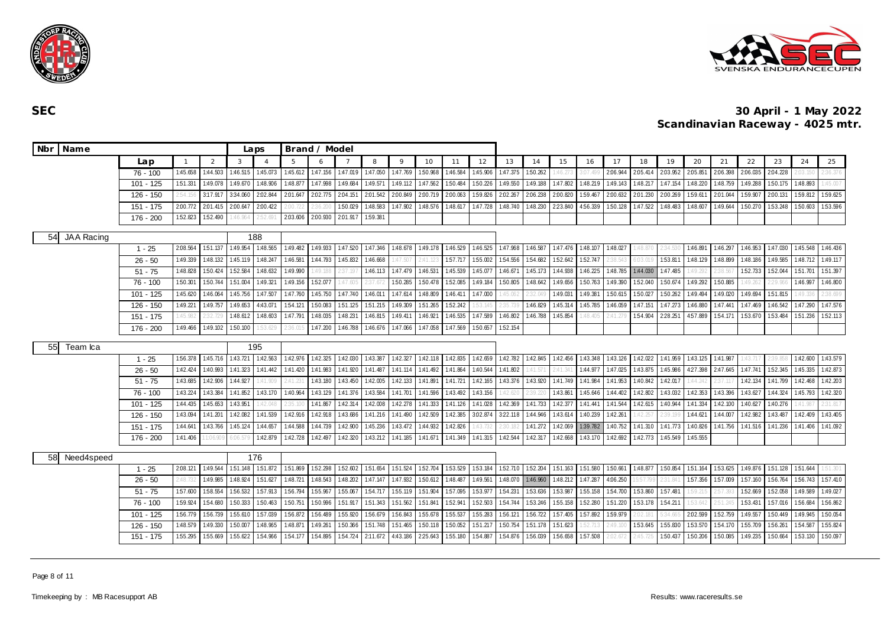# SEC

**30 April - 1 May 2022**
**Scandinavian Raceway - 4025 mtr.**

| Nbr | Name | Laps | Brand / Model |
|---|---|---|---|

| Lap | 1 | 2 | 3 | 4 | 5 | 6 | 7 | 8 | 9 | 10 | 11 | 12 | 13 | 14 | 15 | 16 | 17 | 18 | 19 | 20 | 21 | 22 | 23 | 24 | 25 |
|---|---|---|---|---|---|---|---|---|---|---|---|---|---|---|---|---|---|---|---|---|---|---|---|---|---|
| 76 - 100 | 1:45.658 | 1:44.503 | 1:46.515 | 1:45.073 | 1:45.612 | 1:47.156 | 1:47.019 | 1:47.050 | 1:47.769 | 1:50.968 | 1:46.584 | 1:45.906 | 1:47.375 | 1:50.262 | 1:46.273 | 3:07.490 | 2:06.944 | 2:05.414 | 2:03.952 | 2:05.851 | 2:06.398 | 2:06.035 | 2:04.228 | 2:03.150 | 2:36.376 |
| 101 - 125 | 1:51.331 | 1:49.078 | 1:49.670 | 1:48.906 | 1:48.877 | 1:47.998 | 1:49.684 | 1:49.571 | 1:49.112 | 1:47.562 | 1:50.484 | 1:50.226 | 1:49.550 | 1:49.188 | 1:47.802 | 1:48.219 | 1:49.143 | 1:48.217 | 1:47.154 | 1:48.220 | 1:48.759 | 1:49.288 | 1:50.175 | 1:48.893 | 1:45.007 |
| 126 - 150 | 2:54.156 | 3:17.917 | 3:34.060 | 2:02.844 | 2:01.647 | 2:02.775 | 2:04.151 | 2:01.542 | 2:00.849 | 2:00.719 | 2:00.063 | 1:59.826 | 2:02.267 | 2:06.238 | 2:00.820 | 1:59.467 | 2:00.632 | 2:01.230 | 2:00.269 | 1:59.611 | 2:01.044 | 1:59.907 | 2:00.131 | 1:59.812 | 1:59.625 |
| 151 - 175 | 2:00.772 | 2:01.415 | 2:00.647 | 2:00.422 | 2:00.722 | 2:36.200 | 1:50.029 | 1:48.583 | 1:47.902 | 1:48.576 | 1:48.617 | 1:47.728 | 1:48.740 | 1:48.230 | 2:23.840 | 4:56.339 | 1:50.128 | 1:47.522 | 1:48.483 | 1:48.607 | 1:49.644 | 1:50.270 | 1:53.248 | 1:50.603 | 1:53.596 |
| 176 - 200 | 1:52.823 | 1:52.490 | 1:46.964 | 2:52.691 | 2:03.606 | 2:00.930 | 2:01.917 | 1:59.381 | | | | | | | | | | | | | | | | | |

**54 JAA Racing** — Laps: 188

| Lap | 1 | 2 | 3 | 4 | 5 | 6 | 7 | 8 | 9 | 10 | 11 | 12 | 13 | 14 | 15 | 16 | 17 | 18 | 19 | 20 | 21 | 22 | 23 | 24 | 25 |
|---|---|---|---|---|---|---|---|---|---|---|---|---|---|---|---|---|---|---|---|---|---|---|---|---|---|
| 1 - 25 | 2:08.564 | 1:51.137 | 1:49.954 | 1:48.565 | 1:49.482 | 1:49.933 | 1:47.520 | 1:47.346 | 1:48.678 | 1:49.178 | 1:46.529 | 1:46.525 | 1:47.968 | 1:46.587 | 1:47.476 | 1:48.107 | 1:48.027 | 1:48.870 | 2:34.530 | 1:46.891 | 1:46.297 | 1:46.953 | 1:47.030 | 1:45.548 | 1:46.436 |
| 26 - 50 | 1:49.339 | 1:48.132 | 1:45.119 | 1:48.247 | 1:46.581 | 1:44.793 | 1:45.832 | 1:46.668 | 1:47.507 | 2:41.123 | 1:57.717 | 1:55.002 | 1:54.556 | 1:54.682 | 1:52.642 | 1:52.747 | 2:38.543 | 6:03.019 | 1:53.811 | 1:48.129 | 1:48.899 | 1:48.186 | 1:49.585 | 1:48.712 | 1:49.117 |
| 51 - 75 | 1:48.828 | 1:50.424 | 1:52.584 | 1:48.632 | 1:49.990 | 1:49.188 | 2:37.197 | 1:46.113 | 1:47.479 | 1:46.531 | 1:45.539 | 1:45.077 | 1:46.671 | 1:45.173 | 1:44.938 | 1:46.225 | 1:48.785 | 1:44.030 | 1:47.485 | 1:49.292 | 2:38.567 | 1:52.733 | 1:52.044 | 1:51.701 | 1:51.397 |
| 76 - 100 | 1:50.301 | 1:50.744 | 1:51.004 | 1:49.321 | 1:49.156 | 1:52.077 | 1:47.605 | 2:37.672 | 1:50.285 | 1:50.478 | 1:52.085 | 1:49.184 | 1:50.805 | 1:48.642 | 1:49.656 | 1:50.763 | 1:49.390 | 1:52.040 | 1:50.674 | 1:49.292 | 1:50.885 | 1:49.262 | 2:29.966 | 1:46.997 | 1:46.800 |
| 101 - 125 | 1:45.620 | 1:46.064 | 1:45.756 | 1:47.507 | 1:47.760 | 1:45.750 | 1:47.740 | 1:46.011 | 1:47.614 | 1:48.809 | 1:46.411 | 1:47.000 | 1:45.062 | 2:32.049 | 1:49.031 | 1:49.381 | 1:50.615 | 1:50.027 | 1:50.262 | 1:49.494 | 1:49.020 | 1:49.694 | 1:51.815 | 1:49.336 | 2:38.699 |
| 126 - 150 | 1:49.221 | 1:49.757 | 1:49.653 | 4:43.071 | 1:54.121 | 1:50.083 | 1:51.125 | 1:51.215 | 1:49.309 | 1:51.265 | 1:52.242 | 1:53.145 | 2:35.739 | 1:46.829 | 1:45.314 | 1:45.785 | 1:46.059 | 1:47.151 | 1:47.273 | 1:46.880 | 1:47.441 | 1:47.469 | 1:46.542 | 1:47.290 | 1:47.576 |
| 151 - 175 | 1:45.982 | 2:32.729 | 1:48.612 | 1:48.603 | 1:47.791 | 1:48.035 | 1:48.231 | 1:46.815 | 1:49.411 | 1:46.921 | 1:46.535 | 1:47.589 | 1:46.802 | 1:46.788 | 1:45.854 | 1:48.405 | 2:41.279 | 1:54.904 | 2:28.251 | 4:57.889 | 1:54.171 | 1:53.670 | 1:53.484 | 1:51.236 | 1:52.113 |
| 176 - 200 | 1:49.466 | 1:49.102 | 1:50.100 | 1:53.629 | 2:36.015 | 1:47.200 | 1:46.788 | 1:46.676 | 1:47.066 | 1:47.058 | 1:47.569 | 1:50.657 | 1:52.154 | | | | | | | | | | | | |

**55 Team Ica** — Laps: 195

| Lap | 1 | 2 | 3 | 4 | 5 | 6 | 7 | 8 | 9 | 10 | 11 | 12 | 13 | 14 | 15 | 16 | 17 | 18 | 19 | 20 | 21 | 22 | 23 | 24 | 25 |
|---|---|---|---|---|---|---|---|---|---|---|---|---|---|---|---|---|---|---|---|---|---|---|---|---|---|
| 1 - 25 | 1:56.378 | 1:45.716 | 1:43.721 | 1:42.563 | 1:42.976 | 1:42.325 | 1:42.030 | 1:43.387 | 1:42.327 | 1:42.118 | 1:42.835 | 1:42.659 | 1:42.782 | 1:42.845 | 1:42.456 | 1:43.348 | 1:43.126 | 1:42.022 | 1:41.959 | 1:43.125 | 1:41.987 | 1:43.717 | 2:39.858 | 1:42.600 | 1:43.579 |
| 26 - 50 | 1:42.424 | 1:40.993 | 1:41.323 | 1:41.442 | 1:41.420 | 1:41.963 | 1:41.920 | 1:41.487 | 1:41.114 | 1:41.492 | 1:41.864 | 1:40.544 | 1:41.802 | 1:41.571 | 2:41.341 | 1:44.977 | 1:47.025 | 1:43.875 | 1:45.986 | 4:27.398 | 2:47.645 | 1:47.741 | 1:52.345 | 1:45.335 | 1:42.873 |
| 51 - 75 | 1:43.685 | 1:42.906 | 1:44.927 | 1:41.909 | 2:41.231 | 1:43.180 | 1:43.450 | 1:42.005 | 1:42.133 | 1:41.891 | 1:41.721 | 1:42.165 | 1:43.376 | 1:43.920 | 1:41.749 | 1:41.984 | 1:41.953 | 1:40.842 | 1:42.017 | 1:44.242 | 2:37.117 | 1:42.134 | 1:41.799 | 1:42.468 | 1:42.203 |
| 76 - 100 | 1:43.224 | 1:43.384 | 1:41.852 | 1:43.170 | 1:40.964 | 1:43.129 | 1:41.376 | 1:43.584 | 1:41.701 | 1:41.596 | 1:43.492 | 1:43.156 | 1:42.620 | 2:39.220 | 1:43.861 | 1:45.646 | 1:44.402 | 1:42.802 | 1:43.032 | 1:42.353 | 1:43.396 | 1:43.627 | 1:44.324 | 1:45.793 | 1:42.320 |
| 101 - 125 | 1:44.435 | 1:45.653 | 1:43.951 | 1:42.048 | 2:35.100 | 1:41.867 | 1:42.314 | 1:42.008 | 1:42.278 | 1:41.333 | 1:41.126 | 1:41.028 | 1:42.369 | 1:41.733 | 1:42.377 | 1:41.441 | 1:41.544 | 1:42.615 | 1:40.944 | 1:41.334 | 1:42.100 | 1:40.627 | 1:40.276 | 1:41.987 | 2:31.817 |
| 126 - 150 | 1:43.094 | 1:41.201 | 1:42.082 | 1:41.539 | 1:42.916 | 1:42.918 | 1:43.686 | 1:41.216 | 1:41.490 | 1:42.509 | 1:42.385 | 3:02.874 | 3:22.118 | 1:44.946 | 1:43.614 | 1:40.239 | 1:42.261 | 1:42.257 | 2:39.199 | 1:44.621 | 1:44.007 | 1:42.982 | 1:43.487 | 1:42.409 | 1:43.405 |
| 151 - 175 | 1:44.641 | 1:43.766 | 1:45.124 | 1:44.657 | 1:44.588 | 1:44.739 | 1:42.900 | 1:45.236 | 1:43.472 | 1:44.932 | 1:42.826 | 1:43.732 | 2:30.182 | 1:41.272 | 1:42.069 | 1:39.782 | 1:40.752 | 1:41.310 | 1:41.773 | 1:40.826 | 1:41.756 | 1:41.516 | 1:41.236 | 1:41.406 | 1:41.092 |
| 176 - 200 | 1:41.406 | 11:06.909 | 6:06.579 | 1:42.879 | 1:42.728 | 1:42.497 | 1:42.320 | 1:43.212 | 1:41.185 | 1:41.671 | 1:41.349 | 1:41.315 | 1:42.544 | 1:42.317 | 1:42.668 | 1:43.170 | 1:42.692 | 1:42.773 | 1:45.549 | 1:45.555 | | | | | |

**58 Need4speed** — Laps: 176

| Lap | 1 | 2 | 3 | 4 | 5 | 6 | 7 | 8 | 9 | 10 | 11 | 12 | 13 | 14 | 15 | 16 | 17 | 18 | 19 | 20 | 21 | 22 | 23 | 24 | 25 |
|---|---|---|---|---|---|---|---|---|---|---|---|---|---|---|---|---|---|---|---|---|---|---|---|---|---|
| 1 - 25 | 2:08.121 | 1:49.544 | 1:51.148 | 1:51.872 | 1:51.869 | 1:52.298 | 1:52.602 | 1:51.654 | 1:51.524 | 1:52.704 | 1:53.529 | 1:53.184 | 1:52.710 | 1:52.204 | 1:51.163 | 1:51.580 | 1:50.661 | 1:48.877 | 1:50.854 | 1:51.164 | 1:53.625 | 1:49.876 | 1:51.128 | 1:51.644 | 1:51.301 |
| 26 - 50 | 2:48.732 | 1:49.985 | 1:48.924 | 1:51.627 | 1:48.721 | 1:48.543 | 1:48.202 | 1:47.147 | 1:47.932 | 1:50.612 | 1:48.487 | 1:49.561 | 1:48.070 | 1:46.960 | 1:48.212 | 1:47.287 | 4:06.250 | 1:57.799 | 2:31.841 | 1:57.356 | 1:57.009 | 1:57.160 | 1:56.764 | 1:56.743 | 1:57.410 |
| 51 - 75 | 1:57.600 | 1:58.554 | 1:56.532 | 1:57.913 | 1:56.794 | 1:55.967 | 1:55.067 | 1:54.717 | 1:55.119 | 1:51.904 | 1:57.095 | 1:53.977 | 1:54.231 | 1:53.636 | 1:53.987 | 1:55.158 | 1:54.700 | 1:53.860 | 1:57.481 | 1:59.215 | 2:57.393 | 1:52.669 | 1:52.058 | 1:49.589 | 1:49.027 |
| 76 - 100 | 1:59.924 | 1:54.680 | 1:50.333 | 1:50.463 | 1:50.751 | 1:50.996 | 1:51.917 | 1:51.343 | 1:51.562 | 1:51.841 | 1:52.503 | 1:52.941 | 1:54.744 | 1:53.246 | 1:55.158 | 1:52.280 | 1:51.220 | 1:53.178 | 1:54.211 | 1:53.642 | 2:51.245 | 1:53.431 | 1:57.016 | 1:56.684 | 1:56.862 |
| 101 - 125 | 1:56.779 | 1:56.739 | 1:55.610 | 1:57.039 | 1:56.872 | 1:56.489 | 1:55.920 | 1:56.679 | 1:56.843 | 1:55.678 | 1:55.537 | 1:55.283 | 1:56.121 | 1:56.722 | 1:57.405 | 1:57.892 | 1:59.979 | 2:02.181 | 5:34.665 | 2:02.599 | 1:52.759 | 1:49.557 | 1:50.449 | 1:49.945 | 1:50.054 |
| 126 - 150 | 1:48.579 | 1:49.330 | 1:50.007 | 1:48.965 | 1:48.871 | 1:49.261 | 1:50.366 | 1:51.748 | 1:51.465 | 1:50.118 | 1:50.052 | 1:51.217 | 1:50.754 | 1:51.178 | 1:51.623 | 1:52.713 | 2:49.100 | 1:53.645 | 1:55.830 | 1:53.570 | 1:54.170 | 1:55.709 | 1:56.261 | 1:54.587 | 1:55.824 |
| 151 - 175 | 1:55.295 | 1:55.669 | 1:55.622 | 1:54.966 | 1:54.177 | 1:54.895 | 1:54.724 | 2:11.672 | 4:43.186 | 2:25.643 | 1:55.180 | 1:54.887 | 1:54.876 | 1:56.039 | 1:56.658 | 1:57.508 | 2:02.672 | 2:45.725 | 1:50.437 | 1:50.206 | 1:50.085 | 1:49.235 | 1:50.664 | 1:53.130 | 1:50.097 |

Timekeeping by : MB Racesupport AB

Results: www.raceresults.se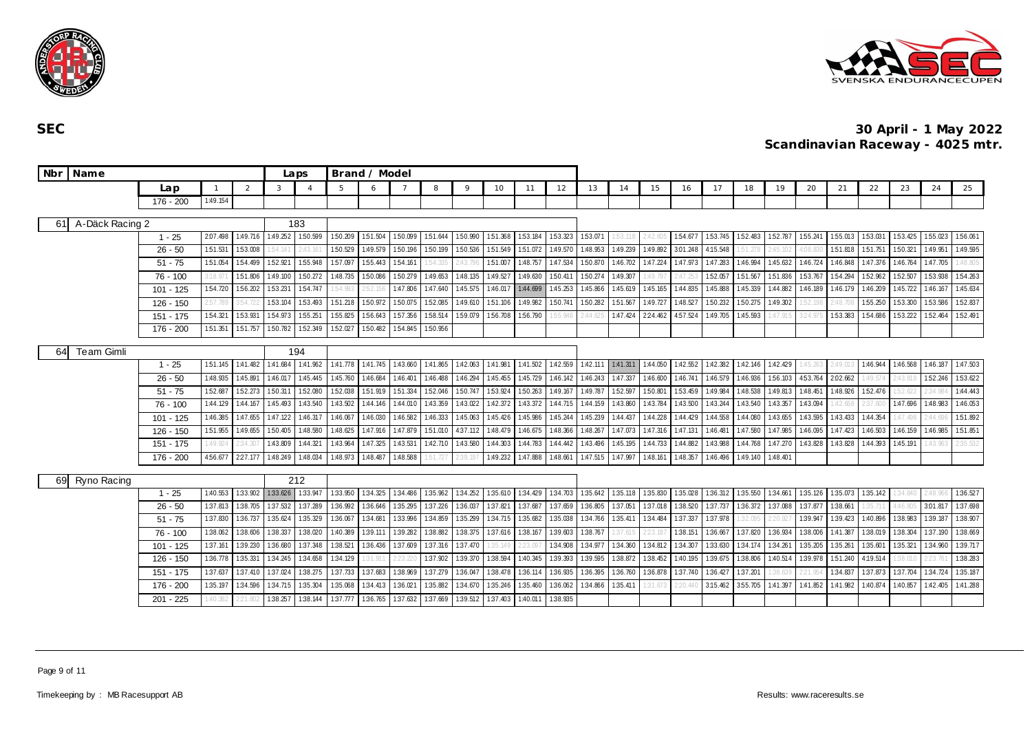**SEC**

**30 April - 1 May 2022**
**Scandinavian Raceway - 4025 mtr.**

| Nbr | Name | | | | Laps | | Brand / Model | | | | | | | | | | | | | | | | | | | | |
|---|---|---|---|---|---|---|---|---|---|---|---|---|---|---|---|---|---|---|---|---|---|---|---|---|---|---|---|
| | | Lap | 1 | 2 | 3 | 4 | 5 | 6 | 7 | 8 | 9 | 10 | 11 | 12 | 13 | 14 | 15 | 16 | 17 | 18 | 19 | 20 | 21 | 22 | 23 | 24 | 25 |
| | | 176 - 200 | 1:49.154 | | | | | | | | | | | | | | | | | | | | | | | | |
| 61 | A-Däck Racing 2 | | | | 183 | | | | | | | | | | | | | | | | | | | | | | |
| | | 1 - 25 | 2:07.498 | 1:49.716 | 1:49.252 | 1:50.599 | 1:50.209 | 1:51.504 | 1:50.099 | 1:51.644 | 1:50.990 | 1:51.368 | 1:53.184 | 1:53.323 | 1:53.071 | 1:53.118 | 2:42.609 | 1:54.677 | 1:53.745 | 1:52.483 | 1:52.787 | 1:55.241 | 1:55.013 | 1:53.031 | 1:53.425 | 1:55.023 | 1:56.061 |
| | | 26 - 50 | 1:51.531 | 1:53.008 | 1:54.141 | 2:43.161 | 1:50.529 | 1:49.579 | 1:50.196 | 1:50.199 | 1:50.536 | 1:51.549 | 1:51.072 | 1:49.570 | 1:48.953 | 1:49.239 | 1:49.892 | 3:01.248 | 4:15.548 | 1:51.278 | 2:45.102 | 4:08.830 | 1:51.818 | 1:51.751 | 1:50.321 | 1:49.951 | 1:49.595 |
| | | 51 - 75 | 1:51.054 | 1:54.499 | 1:52.921 | 1:55.948 | 1:57.097 | 1:55.443 | 1:54.161 | 1:54.335 | 2:43.796 | 1:51.007 | 1:48.757 | 1:47.534 | 1:50.870 | 1:46.702 | 1:47.224 | 1:47.973 | 1:47.283 | 1:46.994 | 1:45.632 | 1:46.724 | 1:46.848 | 1:47.376 | 1:46.764 | 1:47.705 | 1:48.805 |
| | | 76 - 100 | 3:18.971 | 1:51.806 | 1:49.100 | 1:50.272 | 1:48.735 | 1:50.086 | 1:50.279 | 1:49.653 | 1:48.135 | 1:49.527 | 1:49.630 | 1:50.411 | 1:50.274 | 1:49.307 | 1:49.791 | 2:47.253 | 1:52.057 | 1:51.567 | 1:51.836 | 1:53.767 | 1:54.294 | 1:52.962 | 1:52.507 | 1:53.938 | 1:54.263 |
| | | 101 - 125 | 1:54.720 | 1:56.202 | 1:53.231 | 1:54.747 | 1:54.993 | 2:52.156 | 1:47.806 | 1:47.640 | 1:45.575 | 1:46.017 | 1:44.699 | 1:45.253 | 1:45.866 | 1:45.619 | 1:45.165 | 1:44.835 | 1:45.888 | 1:45.339 | 1:44.882 | 1:46.189 | 1:46.179 | 1:46.209 | 1:45.722 | 1:46.167 | 1:45.634 |
| | | 126 - 150 | 2:57.789 | 3:54.722 | 1:53.104 | 1:53.493 | 1:51.218 | 1:50.972 | 1:50.075 | 1:52.085 | 1:49.610 | 1:51.106 | 1:49.982 | 1:50.741 | 1:50.282 | 1:51.567 | 1:49.727 | 1:48.527 | 1:50.232 | 1:50.275 | 1:49.302 | 1:52.198 | 2:48.708 | 1:55.250 | 1:53.300 | 1:53.586 | 1:52.837 |
| | | 151 - 175 | 1:54.321 | 1:53.931 | 1:54.973 | 1:55.251 | 1:55.825 | 1:56.643 | 1:57.356 | 1:58.514 | 1:59.079 | 1:56.708 | 1:56.790 | 1:55.946 | 2:44.625 | 1:47.424 | 2:24.462 | 4:57.524 | 1:49.705 | 1:45.593 | 1:47.915 | 3:24.975 | 1:53.383 | 1:54.686 | 1:53.222 | 1:52.464 | 1:52.491 |
| | | 176 - 200 | 1:51.351 | 1:51.757 | 1:50.782 | 1:52.349 | 1:52.027 | 1:50.482 | 1:54.845 | 1:50.956 | | | | | | | | | | | | | | | | | |
| 64 | Team Gimli | | | | 194 | | | | | | | | | | | | | | | | | | | | | | |
| | | 1 - 25 | 1:51.145 | 1:41.482 | 1:41.684 | 1:41.962 | 1:41.778 | 1:41.745 | 1:43.660 | 1:41.865 | 1:42.063 | 1:41.981 | 1:41.502 | 1:42.559 | 1:42.111 | 1:41.311 | 1:44.050 | 1:42.552 | 1:42.382 | 1:42.146 | 1:42.429 | 1:45.263 | 2:49.013 | 1:46.944 | 1:46.568 | 1:46.187 | 1:47.503 |
| | | 26 - 50 | 1:48.935 | 1:45.891 | 1:46.017 | 1:45.445 | 1:45.760 | 1:46.684 | 1:46.401 | 1:46.488 | 1:46.294 | 1:45.455 | 1:45.729 | 1:46.142 | 1:46.243 | 1:47.337 | 1:46.600 | 1:46.741 | 1:46.579 | 1:46.936 | 1:56.103 | 4:53.764 | 2:02.662 | 1:49.574 | 2:43.818 | 1:52.246 | 1:53.622 |
| | | 51 - 75 | 1:52.687 | 1:52.273 | 1:50.311 | 1:52.080 | 1:52.038 | 1:51.919 | 1:51.334 | 1:52.046 | 1:50.747 | 1:53.924 | 1:50.263 | 1:49.167 | 1:49.787 | 1:52.597 | 1:50.801 | 1:53.459 | 1:49.984 | 1:48.538 | 1:49.813 | 1:48.451 | 1:48.926 | 1:52.476 | 1:52.622 | 2:34.984 | 1:44.443 |
| | | 76 - 100 | 1:44.129 | 1:44.167 | 1:45.493 | 1:43.540 | 1:43.502 | 1:44.146 | 1:44.010 | 1:43.359 | 1:43.022 | 1:42.372 | 1:43.372 | 1:44.715 | 1:44.159 | 1:43.860 | 1:43.784 | 1:43.500 | 1:43.244 | 1:43.540 | 1:43.357 | 1:43.094 | 1:42.658 | 2:37.600 | 1:47.696 | 1:48.983 | 1:46.053 |
| | | 101 - 125 | 1:46.385 | 1:47.655 | 1:47.122 | 1:46.317 | 1:46.067 | 1:46.030 | 1:46.582 | 1:46.333 | 1:45.063 | 1:45.426 | 1:45.986 | 1:45.244 | 1:45.239 | 1:44.437 | 1:44.228 | 1:44.429 | 1:44.558 | 1:44.080 | 1:43.655 | 1:43.595 | 1:43.433 | 1:44.354 | 1:47.498 | 2:44.696 | 1:51.892 |
| | | 126 - 150 | 1:51.955 | 1:49.655 | 1:50.405 | 1:48.580 | 1:48.625 | 1:47.916 | 1:47.879 | 1:51.010 | 4:37.112 | 1:48.479 | 1:46.675 | 1:48.366 | 1:48.267 | 1:47.073 | 1:47.316 | 1:47.131 | 1:46.481 | 1:47.580 | 1:47.985 | 1:46.095 | 1:47.423 | 1:46.503 | 1:46.159 | 1:46.985 | 1:51.851 |
| | | 151 - 175 | 1:49.924 | 2:34.307 | 1:43.809 | 1:44.321 | 1:43.964 | 1:47.325 | 1:43.531 | 1:42.710 | 1:43.580 | 1:44.303 | 1:44.783 | 1:44.442 | 1:43.496 | 1:45.195 | 1:44.733 | 1:44.882 | 1:43.988 | 1:44.768 | 1:47.270 | 1:43.828 | 1:43.828 | 1:44.393 | 1:45.191 | 1:43.963 | 2:35.532 |
| | | 176 - 200 | 4:56.677 | 2:27.177 | 1:48.249 | 1:48.034 | 1:48.973 | 1:48.487 | 1:48.588 | 1:51.727 | 2:39.197 | 1:49.232 | 1:47.888 | 1:48.661 | 1:47.515 | 1:47.997 | 1:48.161 | 1:48.357 | 1:46.496 | 1:49.140 | 1:48.401 | | | | | | |
| 69 | Ryno Racing | | | | 212 | | | | | | | | | | | | | | | | | | | | | | |
| | | 1 - 25 | 1:40.553 | 1:33.902 | 1:33.626 | 1:33.947 | 1:33.950 | 1:34.325 | 1:34.486 | 1:35.962 | 1:34.252 | 1:35.610 | 1:34.429 | 1:34.703 | 1:35.642 | 1:35.118 | 1:35.830 | 1:35.028 | 1:36.312 | 1:35.550 | 1:34.661 | 1:35.126 | 1:35.073 | 1:35.142 | 1:34.840 | 2:48.966 | 1:36.527 |
| | | 26 - 50 | 1:37.813 | 1:38.705 | 1:37.532 | 1:37.289 | 1:36.992 | 1:36.646 | 1:35.295 | 1:37.226 | 1:36.037 | 1:37.821 | 1:37.687 | 1:37.659 | 1:36.805 | 1:37.051 | 1:37.018 | 1:38.520 | 1:37.737 | 1:36.372 | 1:37.088 | 1:37.877 | 1:38.661 | 1:35.711 | 4:46.805 | 3:01.817 | 1:37.698 |
| | | 51 - 75 | 1:37.830 | 1:36.737 | 1:35.624 | 1:35.329 | 1:36.067 | 1:34.681 | 1:33.996 | 1:34.859 | 1:35.299 | 1:34.715 | 1:35.682 | 1:35.038 | 1:34.766 | 1:35.411 | 1:34.484 | 1:37.337 | 1:37.978 | 1:32.095 | 2:20.927 | 1:39.947 | 1:39.423 | 1:40.896 | 1:38.983 | 1:39.187 | 1:38.907 |
| | | 76 - 100 | 1:38.062 | 1:38.606 | 1:38.337 | 1:38.020 | 1:40.389 | 1:39.111 | 1:39.282 | 1:38.882 | 1:38.375 | 1:37.616 | 1:38.167 | 1:39.603 | 1:38.767 | 1:37.615 | 2:23.187 | 1:38.151 | 1:36.667 | 1:37.820 | 1:36.934 | 1:38.006 | 1:41.387 | 1:38.019 | 1:38.304 | 1:37.190 | 1:38.669 |
| | | 101 - 125 | 1:37.161 | 1:39.230 | 1:36.680 | 1:37.348 | 1:38.521 | 1:36.436 | 1:37.609 | 1:37.316 | 1:37.470 | 1:35.149 | 2:23.097 | 1:34.908 | 1:34.977 | 1:34.360 | 1:34.812 | 1:34.307 | 1:33.630 | 1:34.174 | 1:34.261 | 1:35.205 | 1:35.261 | 1:35.601 | 1:35.321 | 1:34.960 | 1:39.717 |
| | | 126 - 150 | 1:36.778 | 1:35.331 | 1:34.245 | 1:34.658 | 1:34.129 | 1:31.911 | 2:23.226 | 1:37.902 | 1:39.370 | 1:38.594 | 1:40.345 | 1:39.393 | 1:39.595 | 1:38.872 | 1:38.452 | 1:40.195 | 1:39.675 | 1:38.806 | 1:40.514 | 1:39.978 | 1:51.240 | 4:19.514 | 1:38.010 | 2:23.761 | 1:38.283 |
| | | 151 - 175 | 1:37.637 | 1:37.410 | 1:37.024 | 1:38.275 | 1:37.733 | 1:37.683 | 1:38.969 | 1:37.279 | 1:36.047 | 1:38.478 | 1:36.114 | 1:36.935 | 1:36.395 | 1:36.760 | 1:36.878 | 1:37.740 | 1:36.427 | 1:37.201 | 1:38.639 | 2:21.954 | 1:34.837 | 1:37.873 | 1:37.704 | 1:34.724 | 1:35.187 |
| | | 176 - 200 | 1:35.197 | 1:34.596 | 1:34.715 | 1:35.304 | 1:35.068 | 1:34.413 | 1:36.021 | 1:35.882 | 1:34.670 | 1:35.246 | 1:35.460 | 1:36.062 | 1:34.866 | 1:35.411 | 1:31.673 | 2:20.440 | 3:15.462 | 3:55.705 | 1:41.397 | 1:41.852 | 1:41.982 | 1:40.874 | 1:40.857 | 1:42.405 | 1:41.288 |
| | | 201 - 225 | 1:40.382 | 2:21.802 | 1:38.257 | 1:38.144 | 1:37.777 | 1:36.765 | 1:37.632 | 1:37.669 | 1:39.512 | 1:37.403 | 1:40.011 | 1:38.935 | | | | | | | | | | | | | |

Timekeeping by : MB Racesupport AB

Results: www.raceresults.se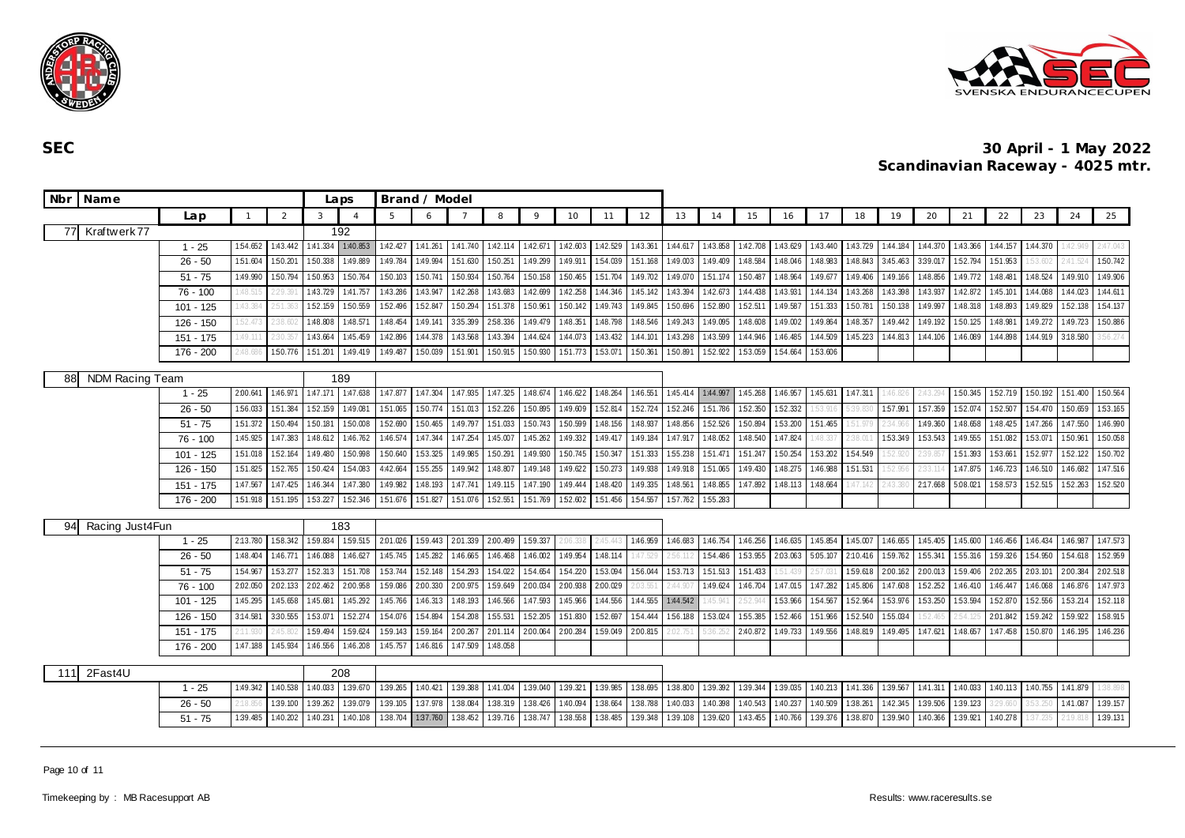# SEC

## 30 April - 1 May 2022
## Scandinavian Raceway - 4025 mtr.

| Nbr | Name | Lap | 1 | 2 | 3 | 4 | 5 | 6 | 7 | 8 | 9 | 10 | 11 | 12 | 13 | 14 | 15 | 16 | 17 | 18 | 19 | 20 | 21 | 22 | 23 | 24 | 25 |
|---|---|---|---|---|---|---|---|---|---|---|---|---|---|---|---|---|---|---|---|---|---|---|---|---|---|---|---|
| 77 | Kraftwerk 77 | Laps: 192 | | | | | | | | | | | | | | | | | | | | | | | | | |
| | | 1 - 25 | 1:54.652 | 1:43.442 | 1:41.334 | 1:40.853 | 1:42.427 | 1:41.261 | 1:41.740 | 1:42.114 | 1:42.671 | 1:42.603 | 1:42.529 | 1:43.361 | 1:44.617 | 1:43.858 | 1:42.708 | 1:43.629 | 1:43.440 | 1:43.729 | 1:44.184 | 1:44.370 | 1:43.366 | 1:44.157 | 1:44.370 | 1:42.949 | 2:47.043 |
| | | 26 - 50 | 1:51.604 | 1:50.201 | 1:50.338 | 1:49.889 | 1:49.784 | 1:49.994 | 1:51.630 | 1:50.251 | 1:49.299 | 1:49.911 | 1:54.039 | 1:51.168 | 1:49.003 | 1:49.409 | 1:48.584 | 1:48.046 | 1:48.983 | 1:48.843 | 3:45.463 | 3:39.017 | 1:52.794 | 1:51.953 | 1:53.602 | 2:41.524 | 1:50.742 |
| | | 51 - 75 | 1:49.990 | 1:50.794 | 1:50.953 | 1:50.764 | 1:50.103 | 1:50.741 | 1:50.934 | 1:50.764 | 1:50.158 | 1:50.465 | 1:51.704 | 1:49.702 | 1:49.070 | 1:51.174 | 1:50.487 | 1:48.964 | 1:49.677 | 1:49.406 | 1:49.166 | 1:48.856 | 1:49.772 | 1:48.481 | 1:48.524 | 1:49.910 | 1:49.906 |
| | | 76 - 100 | 1:48.515 | 2:29.391 | 1:43.729 | 1:41.757 | 1:43.286 | 1:43.947 | 1:42.268 | 1:43.683 | 1:42.699 | 1:42.258 | 1:44.346 | 1:45.142 | 1:43.394 | 1:42.673 | 1:44.438 | 1:43.931 | 1:44.134 | 1:43.268 | 1:43.398 | 1:43.937 | 1:42.872 | 1:45.101 | 1:44.088 | 1:44.023 | 1:44.611 |
| | | 101 - 125 | 1:43.384 | 2:51.363 | 1:52.159 | 1:50.559 | 1:52.496 | 1:52.847 | 1:50.294 | 1:51.378 | 1:50.961 | 1:50.142 | 1:49.743 | 1:49.845 | 1:50.696 | 1:52.890 | 1:52.511 | 1:49.587 | 1:51.333 | 1:50.781 | 1:50.138 | 1:49.997 | 1:48.318 | 1:48.893 | 1:49.829 | 1:52.138 | 1:54.137 |
| | | 126 - 150 | 1:52.473 | 2:38.602 | 1:48.808 | 1:48.571 | 1:48.454 | 1:49.141 | 3:35.399 | 2:58.336 | 1:49.479 | 1:48.351 | 1:48.798 | 1:48.546 | 1:49.243 | 1:49.095 | 1:48.608 | 1:49.002 | 1:49.864 | 1:48.357 | 1:49.442 | 1:49.192 | 1:50.125 | 1:48.981 | 1:49.272 | 1:49.723 | 1:50.886 |
| | | 151 - 175 | 1:49.111 | 2:30.357 | 1:43.664 | 1:45.459 | 1:42.896 | 1:44.378 | 1:43.568 | 1:43.394 | 1:44.624 | 1:44.073 | 1:43.432 | 1:44.101 | 1:43.298 | 1:43.599 | 1:44.946 | 1:46.485 | 1:44.509 | 1:45.223 | 1:44.813 | 1:44.106 | 1:46.089 | 1:44.898 | 1:44.919 | 3:18.580 | 3:56.274 |
| | | 176 - 200 | 2:48.686 | 1:50.776 | 1:51.201 | 1:49.419 | 1:49.487 | 1:50.039 | 1:51.901 | 1:50.915 | 1:50.930 | 1:51.773 | 1:53.071 | 1:50.361 | 1:50.891 | 1:52.922 | 1:53.059 | 1:54.664 | 1:53.606 | | | | | | | | |
| 88 | NDM Racing Team | Laps: 189 | | | | | | | | | | | | | | | | | | | | | | | | | |
| | | 1 - 25 | 2:00.641 | 1:46.971 | 1:47.171 | 1:47.638 | 1:47.877 | 1:47.304 | 1:47.935 | 1:47.325 | 1:48.674 | 1:46.622 | 1:48.264 | 1:46.551 | 1:45.414 | 1:44.997 | 1:45.268 | 1:46.957 | 1:45.631 | 1:47.311 | 1:46.826 | 2:43.294 | 1:50.345 | 1:52.719 | 1:50.192 | 1:51.400 | 1:50.564 |
| | | 26 - 50 | 1:56.033 | 1:51.384 | 1:52.159 | 1:49.081 | 1:51.065 | 1:50.774 | 1:51.013 | 1:52.226 | 1:50.895 | 1:49.609 | 1:52.814 | 1:52.724 | 1:52.246 | 1:51.786 | 1:52.350 | 1:52.332 | 1:53.916 | 3:39.830 | 1:57.991 | 1:57.359 | 1:52.074 | 1:52.507 | 1:54.470 | 1:50.659 | 1:53.165 |
| | | 51 - 75 | 1:51.372 | 1:50.494 | 1:50.181 | 1:50.008 | 1:52.690 | 1:50.465 | 1:49.797 | 1:51.033 | 1:50.743 | 1:50.599 | 1:48.156 | 1:48.937 | 1:48.856 | 1:52.526 | 1:50.894 | 1:53.200 | 1:51.465 | 1:51.979 | 2:34.966 | 1:49.360 | 1:48.658 | 1:48.425 | 1:47.266 | 1:47.550 | 1:46.990 |
| | | 76 - 100 | 1:45.925 | 1:47.383 | 1:48.612 | 1:46.762 | 1:46.574 | 1:47.344 | 1:47.254 | 1:45.007 | 1:45.262 | 1:49.332 | 1:49.417 | 1:49.184 | 1:47.917 | 1:48.052 | 1:48.540 | 1:47.824 | 1:48.337 | 2:38.011 | 1:53.349 | 1:53.543 | 1:49.555 | 1:51.082 | 1:53.071 | 1:50.961 | 1:50.058 |
| | | 101 - 125 | 1:51.018 | 1:52.164 | 1:49.480 | 1:50.998 | 1:50.640 | 1:53.325 | 1:49.985 | 1:50.291 | 1:49.930 | 1:50.745 | 1:50.347 | 1:51.333 | 1:55.238 | 1:51.471 | 1:51.247 | 1:50.254 | 1:53.202 | 1:54.549 | 1:52.920 | 2:39.857 | 1:51.393 | 1:53.661 | 1:52.977 | 1:52.122 | 1:50.702 |
| | | 126 - 150 | 1:51.825 | 1:52.765 | 1:50.424 | 1:54.083 | 4:42.664 | 1:55.255 | 1:49.942 | 1:48.807 | 1:49.148 | 1:49.622 | 1:50.273 | 1:49.938 | 1:49.918 | 1:51.065 | 1:49.430 | 1:48.275 | 1:46.988 | 1:51.531 | 1:52.956 | 2:33.114 | 1:47.875 | 1:46.723 | 1:46.510 | 1:46.682 | 1:47.516 |
| | | 151 - 175 | 1:47.567 | 1:47.425 | 1:46.344 | 1:47.380 | 1:49.982 | 1:48.193 | 1:47.741 | 1:49.115 | 1:47.190 | 1:49.444 | 1:48.420 | 1:49.335 | 1:48.561 | 1:48.855 | 1:47.892 | 1:48.113 | 1:48.664 | 1:47.142 | 2:43.380 | 2:17.668 | 5:08.021 | 1:58.573 | 1:52.515 | 1:52.263 | 1:52.520 |
| | | 176 - 200 | 1:51.918 | 1:51.195 | 1:53.227 | 1:52.346 | 1:51.676 | 1:51.827 | 1:51.076 | 1:52.551 | 1:51.769 | 1:52.602 | 1:51.456 | 1:54.557 | 1:57.762 | 1:55.283 | | | | | | | | | | | |
| 94 | Racing Just4Fun | Laps: 183 | | | | | | | | | | | | | | | | | | | | | | | | | |
| | | 1 - 25 | 2:13.780 | 1:58.342 | 1:59.834 | 1:59.515 | 2:01.026 | 1:59.443 | 2:01.339 | 2:00.499 | 1:59.337 | 2:06.338 | 2:45.443 | 1:46.959 | 1:46.683 | 1:46.754 | 1:46.256 | 1:46.635 | 1:45.854 | 1:45.007 | 1:46.655 | 1:45.405 | 1:45.600 | 1:46.456 | 1:46.434 | 1:46.987 | 1:47.573 |
| | | 26 - 50 | 1:48.404 | 1:46.771 | 1:46.088 | 1:46.627 | 1:45.745 | 1:45.282 | 1:46.665 | 1:46.468 | 1:46.002 | 1:49.954 | 1:48.114 | 1:47.529 | 2:56.112 | 1:54.486 | 1:53.955 | 2:03.063 | 5:05.107 | 2:10.416 | 1:59.762 | 1:55.341 | 1:55.316 | 1:59.326 | 1:54.950 | 1:54.618 | 1:52.959 |
| | | 51 - 75 | 1:54.967 | 1:53.277 | 1:52.313 | 1:51.708 | 1:53.744 | 1:52.148 | 1:54.293 | 1:54.022 | 1:54.654 | 1:54.220 | 1:53.094 | 1:56.044 | 1:53.713 | 1:51.513 | 1:51.433 | 1:51.439 | 2:57.031 | 1:59.618 | 2:00.162 | 2:00.013 | 1:59.406 | 2:02.265 | 2:03.101 | 2:00.384 | 2:02.518 |
| | | 76 - 100 | 2:02.050 | 2:02.133 | 2:02.462 | 2:00.958 | 1:59.086 | 2:00.330 | 2:00.975 | 1:59.649 | 2:00.034 | 2:00.938 | 2:00.029 | 2:03.551 | 2:44.907 | 1:49.624 | 1:46.704 | 1:47.015 | 1:47.282 | 1:45.806 | 1:47.608 | 1:52.252 | 1:46.410 | 1:46.447 | 1:46.068 | 1:46.876 | 1:47.973 |
| | | 101 - 125 | 1:45.295 | 1:45.658 | 1:45.681 | 1:45.292 | 1:45.766 | 1:46.313 | 1:48.193 | 1:46.566 | 1:47.593 | 1:45.966 | 1:44.556 | 1:44.555 | 1:44.542 | 1:45.941 | 2:52.944 | 1:53.966 | 1:54.567 | 1:52.964 | 1:53.976 | 1:53.250 | 1:53.594 | 1:52.870 | 1:52.556 | 1:53.214 | 1:52.118 |
| | | 126 - 150 | 3:14.581 | 3:30.555 | 1:53.071 | 1:52.274 | 1:54.076 | 1:54.894 | 1:54.208 | 1:55.531 | 1:52.205 | 1:51.830 | 1:52.697 | 1:54.444 | 1:56.188 | 1:53.024 | 1:55.385 | 1:52.466 | 1:51.966 | 1:52.540 | 1:55.034 | 1:52.465 | 2:54.125 | 2:01.842 | 1:59.242 | 1:59.922 | 1:58.915 |
| | | 151 - 175 | 2:11.930 | 2:45.802 | 1:59.494 | 1:59.624 | 1:59.143 | 1:59.164 | 2:00.267 | 2:01.114 | 2:00.064 | 2:00.284 | 1:59.049 | 2:00.815 | 2:02.751 | 5:36.252 | 2:40.872 | 1:49.733 | 1:49.556 | 1:48.819 | 1:49.495 | 1:47.621 | 1:48.657 | 1:47.458 | 1:50.870 | 1:46.195 | 1:46.236 |
| | | 176 - 200 | 1:47.188 | 1:45.934 | 1:46.556 | 1:46.208 | 1:45.757 | 1:46.816 | 1:47.509 | 1:48.058 | | | | | | | | | | | | | | | | | |
| 111 | 2Fast4U | Laps: 208 | | | | | | | | | | | | | | | | | | | | | | | | | |
| | | 1 - 25 | 1:49.342 | 1:40.538 | 1:40.033 | 1:39.670 | 1:39.265 | 1:40.421 | 1:39.388 | 1:41.004 | 1:39.040 | 1:39.321 | 1:39.985 | 1:38.695 | 1:38.800 | 1:39.392 | 1:39.344 | 1:39.035 | 1:40.213 | 1:41.336 | 1:39.567 | 1:41.311 | 1:40.033 | 1:40.113 | 1:40.755 | 1:41.879 | 1:38.898 |
| | | 26 - 50 | 2:18.856 | 1:39.100 | 1:39.262 | 1:39.079 | 1:39.105 | 1:37.978 | 1:38.084 | 1:38.319 | 1:38.426 | 1:40.094 | 1:38.664 | 1:38.788 | 1:40.033 | 1:40.398 | 1:40.543 | 1:40.237 | 1:40.509 | 1:38.261 | 1:42.345 | 1:39.506 | 1:39.123 | 3:29.660 | 4:53.250 | 1:41.087 | 1:39.157 |
| | | 51 - 75 | 1:39.485 | 1:40.202 | 1:40.231 | 1:40.108 | 1:38.704 | 1:37.760 | 1:38.452 | 1:39.716 | 1:38.747 | 1:38.558 | 1:38.485 | 1:39.348 | 1:39.108 | 1:39.620 | 1:43.455 | 1:40.766 | 1:39.376 | 1:38.870 | 1:39.940 | 1:40.366 | 1:39.921 | 1:40.278 | 1:37.235 | 2:19.818 | 1:39.131 |

Timekeeping by : MB Racesupport AB

Results: www.raceresults.se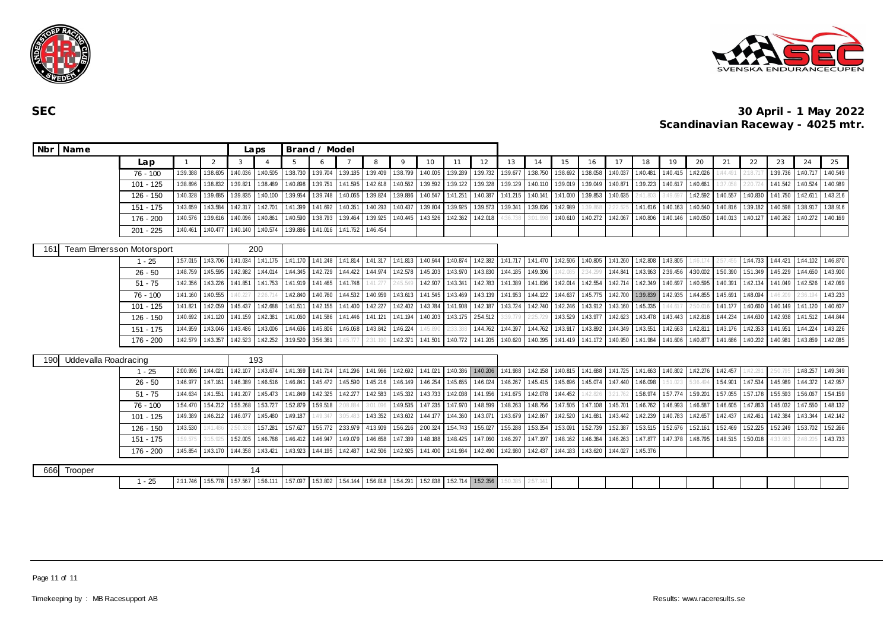# SEC

**30 April - 1 May 2022**
**Scandinavian Raceway - 4025 mtr.**

| Nbr | Name | Lap | 1 | 2 | 3 | 4 | 5 | 6 | 7 | 8 | 9 | 10 | 11 | 12 | 13 | 14 | 15 | 16 | 17 | 18 | 19 | 20 | 21 | 22 | 23 | 24 | 25 |
|---|---|---|---|---|---|---|---|---|---|---|---|---|---|---|---|---|---|---|---|---|---|---|---|---|---|---|---|
| | | 76 - 100 | 1:39.388 | 1:38.605 | 1:40.036 | 1:40.505 | 1:38.730 | 1:39.704 | 1:39.185 | 1:39.409 | 1:38.799 | 1:40.005 | 1:39.289 | 1:39.732 | 1:39.677 | 1:38.750 | 1:38.692 | 1:38.058 | 1:40.037 | 1:40.481 | 1:40.415 | 1:42.026 | 1:44.491 | 2:18.717 | 1:39.736 | 1:40.717 | 1:40.549 |
| | | 101 - 125 | 1:38.896 | 1:38.832 | 1:39.821 | 1:38.489 | 1:40.898 | 1:39.751 | 1:41.595 | 1:42.618 | 1:40.562 | 1:39.592 | 1:39.122 | 1:39.328 | 1:39.129 | 1:40.110 | 1:39.019 | 1:39.049 | 1:40.871 | 1:39.223 | 1:40.617 | 1:40.661 | 1:37.058 | 2:20.724 | 1:41.542 | 1:40.524 | 1:40.989 |
| | | 126 - 150 | 1:40.328 | 1:39.685 | 1:39.835 | 1:40.100 | 1:39.954 | 1:39.748 | 1:40.065 | 1:39.824 | 1:39.886 | 1:40.547 | 1:41.251 | 1:40.387 | 1:41.215 | 1:40.141 | 1:41.000 | 1:39.853 | 1:40.635 | 2:41.803 | 3:49.697 | 1:42.592 | 1:40.557 | 1:40.830 | 1:41.750 | 1:42.611 | 1:43.216 |
| | | 151 - 175 | 1:43.659 | 1:43.584 | 1:42.317 | 1:42.701 | 1:41.399 | 1:41.692 | 1:40.351 | 1:40.293 | 1:40.437 | 1:39.804 | 1:39.925 | 1:39.573 | 1:39.341 | 1:39.836 | 1:42.989 | 1:39.868 | 2:22.525 | 1:41.616 | 1:40.163 | 1:40.540 | 1:40.816 | 1:39.182 | 1:40.598 | 1:38.917 | 1:38.916 |
| | | 176 - 200 | 1:40.576 | 1:39.616 | 1:40.096 | 1:40.861 | 1:40.590 | 1:38.793 | 1:39.464 | 1:39.925 | 1:40.445 | 1:43.526 | 1:42.362 | 1:42.018 | 4:36.738 | 3:01.998 | 1:40.610 | 1:40.272 | 1:42.067 | 1:40.806 | 1:40.146 | 1:40.050 | 1:40.013 | 1:40.127 | 1:40.262 | 1:40.272 | 1:40.169 |
| | | 201 - 225 | 1:40.461 | 1:40.477 | 1:40.140 | 1:40.574 | 1:39.886 | 1:41.016 | 1:41.762 | 1:46.454 | | | | | | | | | | | | | | | | | |
| 161 | Team Elmersson Motorsport | Laps: 200 | | | | | | | | | | | | | | | | | | | | | | | | | |
| | | 1 - 25 | 1:57.015 | 1:43.706 | 1:41.034 | 1:41.175 | 1:41.170 | 1:41.248 | 1:41.814 | 1:41.317 | 1:41.813 | 1:40.944 | 1:40.874 | 1:42.382 | 1:41.717 | 1:41.470 | 1:42.506 | 1:40.805 | 1:41.260 | 1:42.808 | 1:43.805 | 1:46.174 | 2:57.455 | 1:44.733 | 1:44.421 | 1:44.102 | 1:46.870 |
| | | 26 - 50 | 1:48.759 | 1:45.595 | 1:42.982 | 1:44.014 | 1:44.345 | 1:42.729 | 1:44.422 | 1:44.974 | 1:42.578 | 1:45.203 | 1:43.970 | 1:43.830 | 1:44.185 | 1:49.306 | 1:42.085 | 2:34.299 | 1:44.841 | 1:43.963 | 2:39.456 | 4:30.002 | 1:50.390 | 1:51.349 | 1:45.229 | 1:44.650 | 1:43.900 |
| | | 51 - 75 | 1:42.356 | 1:43.226 | 1:41.851 | 1:41.753 | 1:41.919 | 1:41.465 | 1:41.748 | 1:41.277 | 2:45.549 | 1:42.907 | 1:43.341 | 1:42.783 | 1:41.389 | 1:41.836 | 1:42.014 | 1:42.554 | 1:42.714 | 1:42.349 | 1:40.697 | 1:40.595 | 1:40.391 | 1:42.134 | 1:41.049 | 1:42.526 | 1:42.069 |
| | | 76 - 100 | 1:41.160 | 1:40.555 | 1:40.227 | 2:26.714 | 1:42.840 | 1:40.760 | 1:44.532 | 1:40.959 | 1:43.613 | 1:41.545 | 1:43.469 | 1:43.139 | 1:41.953 | 1:44.122 | 1:44.637 | 1:45.775 | 1:42.700 | 1:39.839 | 1:42.935 | 1:44.855 | 1:45.691 | 1:48.094 | 1:46.209 | 2:36.194 | 1:43.233 |
| | | 101 - 125 | 1:41.821 | 1:42.059 | 1:45.437 | 1:42.688 | 1:41.511 | 1:42.155 | 1:41.400 | 1:42.227 | 1:42.402 | 1:43.784 | 1:41.908 | 1:42.187 | 1:43.724 | 1:42.740 | 1:42.246 | 1:43.912 | 1:43.160 | 1:45.335 | 2:44.617 | 2:50.016 | 1:41.177 | 1:40.660 | 1:40.149 | 1:41.120 | 1:40.607 |
| | | 126 - 150 | 1:40.692 | 1:41.120 | 1:41.159 | 1:42.381 | 1:41.060 | 1:41.586 | 1:41.446 | 1:41.121 | 1:41.194 | 1:40.203 | 1:43.175 | 2:54.512 | 3:39.779 | 2:25.729 | 1:43.529 | 1:43.977 | 1:42.623 | 1:43.478 | 1:43.443 | 1:42.818 | 1:44.234 | 1:44.630 | 1:42.938 | 1:41.512 | 1:44.844 |
| | | 151 - 175 | 1:44.959 | 1:43.046 | 1:43.486 | 1:43.006 | 1:44.636 | 1:45.806 | 1:46.068 | 1:43.842 | 1:46.224 | 1:45.890 | 2:33.386 | 1:44.762 | 1:44.397 | 1:44.762 | 1:43.917 | 1:43.892 | 1:44.349 | 1:43.551 | 1:42.663 | 1:42.811 | 1:43.176 | 1:42.353 | 1:41.951 | 1:44.224 | 1:43.226 |
| | | 176 - 200 | 1:42.579 | 1:43.357 | 1:42.523 | 1:42.252 | 3:19.520 | 3:56.361 | 1:45.777 | 2:31.190 | 1:42.371 | 1:41.501 | 1:40.772 | 1:41.205 | 1:40.620 | 1:40.395 | 1:41.419 | 1:41.172 | 1:40.950 | 1:41.984 | 1:41.606 | 1:40.877 | 1:41.686 | 1:40.202 | 1:40.981 | 1:43.859 | 1:42.085 |
| 190 | Uddevalla Roadracing | Laps: 193 | | | | | | | | | | | | | | | | | | | | | | | | | |
| | | 1 - 25 | 2:00.996 | 1:44.021 | 1:42.107 | 1:43.674 | 1:41.369 | 1:41.714 | 1:41.296 | 1:41.966 | 1:42.692 | 1:41.021 | 1:40.386 | 1:40.206 | 1:41.988 | 1:42.158 | 1:40.815 | 1:41.688 | 1:41.725 | 1:41.663 | 1:40.802 | 1:42.276 | 1:42.457 | 1:42.281 | 2:50.795 | 1:48.257 | 1:49.349 |
| | | 26 - 50 | 1:46.977 | 1:47.161 | 1:46.389 | 1:46.516 | 1:46.841 | 1:45.472 | 1:45.590 | 1:45.216 | 1:46.149 | 1:46.254 | 1:45.655 | 1:46.024 | 1:46.267 | 1:45.415 | 1:45.696 | 1:45.074 | 1:47.440 | 1:46.098 | 1:51.023 | 5:36.494 | 1:54.901 | 1:47.534 | 1:45.989 | 1:44.372 | 1:42.957 |
| | | 51 - 75 | 1:44.634 | 1:41.551 | 1:41.207 | 1:45.473 | 1:41.849 | 1:42.325 | 1:42.277 | 1:42.583 | 1:45.332 | 1:43.733 | 1:42.038 | 1:41.956 | 1:41.675 | 1:42.078 | 1:44.452 | 1:42.826 | 3:21.762 | 1:58.974 | 1:57.774 | 1:59.201 | 1:57.055 | 1:57.178 | 1:55.593 | 1:56.067 | 1:54.159 |
| | | 76 - 100 | 1:54.470 | 1:54.212 | 1:55.268 | 1:53.727 | 1:52.879 | 1:59.518 | 2:08.884 | 3:01.096 | 1:49.535 | 1:47.235 | 1:47.970 | 1:48.599 | 1:48.263 | 1:48.756 | 1:47.505 | 1:47.108 | 1:45.701 | 1:46.762 | 1:46.993 | 1:46.587 | 1:46.605 | 1:47.863 | 1:45.032 | 1:47.550 | 1:48.132 |
| | | 101 - 125 | 1:49.389 | 1:46.212 | 1:46.077 | 1:45.480 | 1:49.187 | 1:49.347 | 3:05.483 | 1:43.352 | 1:43.602 | 1:44.177 | 1:44.360 | 1:43.071 | 1:43.679 | 1:42.867 | 1:42.520 | 1:41.681 | 1:43.442 | 1:42.239 | 1:40.783 | 1:42.657 | 1:42.437 | 1:42.461 | 1:42.384 | 1:43.344 | 1:42.142 |
| | | 126 - 150 | 1:43.530 | 1:41.486 | 2:50.328 | 1:57.281 | 1:57.627 | 1:55.772 | 2:33.979 | 4:13.909 | 1:56.216 | 2:00.324 | 1:54.743 | 1:55.027 | 1:55.288 | 1:53.354 | 1:53.091 | 1:52.739 | 1:52.387 | 1:53.515 | 1:52.676 | 1:52.161 | 1:52.469 | 1:52.225 | 1:52.249 | 1:53.702 | 1:52.266 |
| | | 151 - 175 | 1:59.575 | 3:15.925 | 1:52.005 | 1:46.788 | 1:46.412 | 1:46.947 | 1:49.079 | 1:46.658 | 1:47.389 | 1:48.188 | 1:48.425 | 1:47.060 | 1:46.297 | 1:47.197 | 1:48.162 | 1:46.384 | 1:46.263 | 1:47.877 | 1:47.378 | 1:48.795 | 1:48.515 | 1:50.018 | 4:33.983 | 2:48.205 | 1:43.733 |
| | | 176 - 200 | 1:45.854 | 1:43.170 | 1:44.358 | 1:43.421 | 1:43.923 | 1:44.195 | 1:42.487 | 1:42.506 | 1:42.925 | 1:41.400 | 1:41.984 | 1:42.490 | 1:42.980 | 1:42.437 | 1:44.183 | 1:43.620 | 1:44.027 | 1:45.376 | | | | | | | |
| 666 | Trooper | Laps: 14 | | | | | | | | | | | | | | | | | | | | | | | | | |
| | | 1 - 25 | 2:11.746 | 1:55.778 | 1:57.567 | 1:56.111 | 1:57.097 | 1:53.802 | 1:54.144 | 1:56.818 | 1:54.291 | 1:52.838 | 1:52.714 | 1:52.356 | 1:50.385 | 2:57.141 | | | | | | | | | | | |

Timekeeping by : MB Racesupport AB

Results: www.raceresults.se